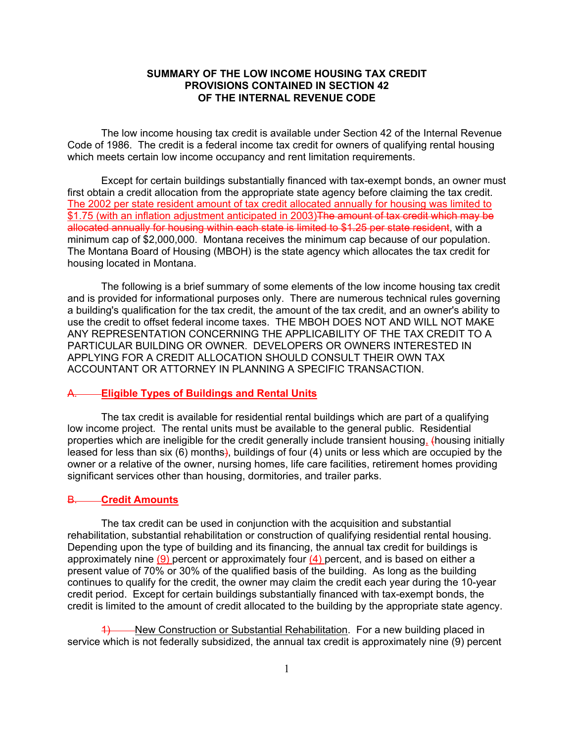**SUMMARY OF THE LOW INCOME HOUSING TAX CREDIT PROVISIONS CONTAINED IN SECTION 42 OF THE INTERNAL REVENUE CODE**

The low income housing tax credit is available under Section 42 of the Internal Revenue Code of 1986. The credit is a federal income tax credit for owners of qualifying rental housing which meets certain low income occupancy and rent limitation requirements.

Except for certain buildings substantially financed with tax-exempt bonds, an owner must first obtain a credit allocation from the appropriate state agency before claiming the tax credit. The 2002 per state resident amount of tax credit allocated annually for housing was limited to $1.75 (with an inflation adjustment anticipated in 2003)~~The amount of tax credit which may be allocated annually for housing within each state is limited to $1.25 per state resident~~, with a minimum cap of $2,000,000. Montana receives the minimum cap because of our population. The Montana Board of Housing (MBOH) is the state agency which allocates the tax credit for housing located in Montana.

The following is a brief summary of some elements of the low income housing tax credit and is provided for informational purposes only. There are numerous technical rules governing a building's qualification for the tax credit, the amount of the tax credit, and an owner's ability to use the credit to offset federal income taxes. THE MBOH DOES NOT AND WILL NOT MAKE ANY REPRESENTATION CONCERNING THE APPLICABILITY OF THE TAX CREDIT TO A PARTICULAR BUILDING OR OWNER. DEVELOPERS OR OWNERS INTERESTED IN APPLYING FOR A CREDIT ALLOCATION SHOULD CONSULT THEIR OWN TAX ACCOUNTANT OR ATTORNEY IN PLANNING A SPECIFIC TRANSACTION.

## ~~A.~~ Eligible Types of Buildings and Rental Units

The tax credit is available for residential rental buildings which are part of a qualifying low income project. The rental units must be available to the general public. Residential properties which are ineligible for the credit generally include transient housing, ~~(~~housing initially leased for less than six (6) months~~)~~, buildings of four (4) units or less which are occupied by the owner or a relative of the owner, nursing homes, life care facilities, retirement homes providing significant services other than housing, dormitories, and trailer parks.

## ~~B.~~ Credit Amounts

The tax credit can be used in conjunction with the acquisition and substantial rehabilitation, substantial rehabilitation or construction of qualifying residential rental housing. Depending upon the type of building and its financing, the annual tax credit for buildings is approximately nine (9) percent or approximately four (4) percent, and is based on either a present value of 70% or 30% of the qualified basis of the building. As long as the building continues to qualify for the credit, the owner may claim the credit each year during the 10-year credit period. Except for certain buildings substantially financed with tax-exempt bonds, the credit is limited to the amount of credit allocated to the building by the appropriate state agency.

~~1)~~ New Construction or Substantial Rehabilitation. For a new building placed in service which is not federally subsidized, the annual tax credit is approximately nine (9) percent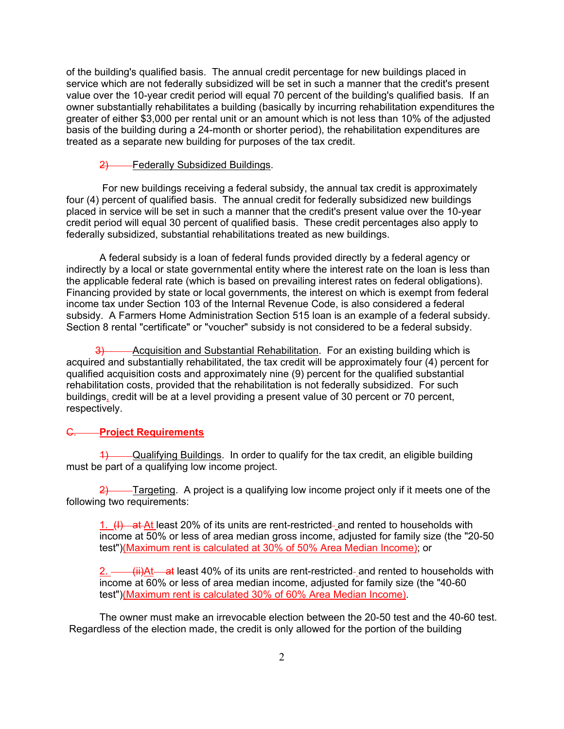of the building's qualified basis. The annual credit percentage for new buildings placed in service which are not federally subsidized will be set in such a manner that the credit's present value over the 10-year credit period will equal 70 percent of the building's qualified basis. If an owner substantially rehabilitates a building (basically by incurring rehabilitation expenditures the greater of either $3,000 per rental unit or an amount which is not less than 10% of the adjusted basis of the building during a 24-month or shorter period), the rehabilitation expenditures are treated as a separate new building for purposes of the tax credit.

2) Federally Subsidized Buildings.

For new buildings receiving a federal subsidy, the annual tax credit is approximately four (4) percent of qualified basis. The annual credit for federally subsidized new buildings placed in service will be set in such a manner that the credit's present value over the 10-year credit period will equal 30 percent of qualified basis. These credit percentages also apply to federally subsidized, substantial rehabilitations treated as new buildings.

A federal subsidy is a loan of federal funds provided directly by a federal agency or indirectly by a local or state governmental entity where the interest rate on the loan is less than the applicable federal rate (which is based on prevailing interest rates on federal obligations). Financing provided by state or local governments, the interest on which is exempt from federal income tax under Section 103 of the Internal Revenue Code, is also considered a federal subsidy. A Farmers Home Administration Section 515 loan is an example of a federal subsidy. Section 8 rental "certificate" or "voucher" subsidy is not considered to be a federal subsidy.

3) Acquisition and Substantial Rehabilitation. For an existing building which is acquired and substantially rehabilitated, the tax credit will be approximately four (4) percent for qualified acquisition costs and approximately nine (9) percent for the qualified substantial rehabilitation costs, provided that the rehabilitation is not federally subsidized. For such buildings, credit will be at a level providing a present value of 30 percent or 70 percent, respectively.

**C. Project Requirements**

1) Qualifying Buildings. In order to qualify for the tax credit, an eligible building must be part of a qualifying low income project.

2) Targeting. A project is a qualifying low income project only if it meets one of the following two requirements:

1. (I) at At least 20% of its units are rent-restricted and rented to households with income at 50% or less of area median gross income, adjusted for family size (the "20-50 test")(Maximum rent is calculated at 30% of 50% Area Median Income); or

2. (ii)At at least 40% of its units are rent-restricted and rented to households with income at 60% or less of area median income, adjusted for family size (the "40-60 test")(Maximum rent is calculated 30% of 60% Area Median Income).

The owner must make an irrevocable election between the 20-50 test and the 40-60 test. Regardless of the election made, the credit is only allowed for the portion of the building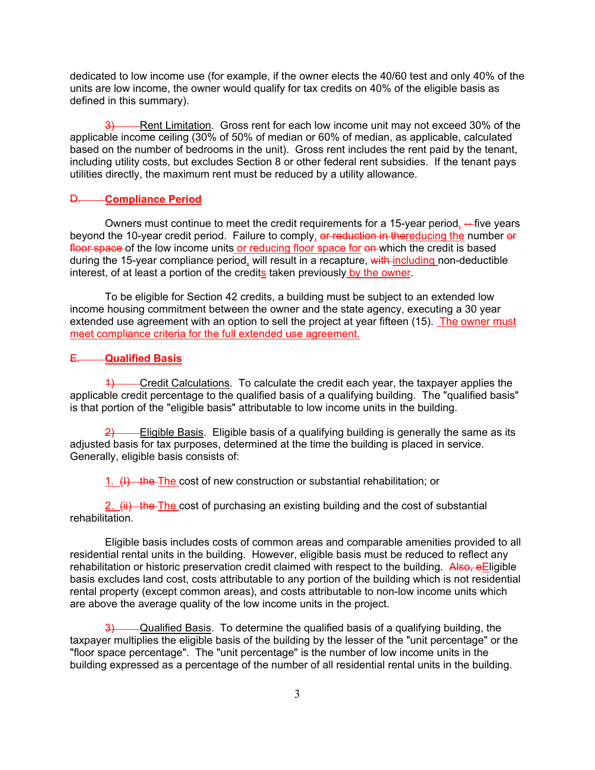dedicated to low income use (for example, if the owner elects the 40/60 test and only 40% of the units are low income, the owner would qualify for tax credits on 40% of the eligible basis as defined in this summary).

~~3)~~ Rent Limitation. Gross rent for each low income unit may not exceed 30% of the applicable income ceiling (30% of 50% of median or 60% of median, as applicable, calculated based on the number of bedrooms in the unit). Gross rent includes the rent paid by the tenant, including utility costs, but excludes Section 8 or other federal rent subsidies. If the tenant pays utilities directly, the maximum rent must be reduced by a utility allowance.

## ~~D.~~ **Compliance Period**

Owners must continue to meet the credit requirements for a 15-year period, ~~--~~ five years beyond the 10-year credit period. Failure to comply, ~~or reduction in the~~reducing the number ~~or floor space~~ of the low income units or reducing floor space for ~~on~~ which the credit is based during the 15-year compliance period, will result in a recapture, ~~with~~ including non-deductible interest, of at least a portion of the credits taken previously by the owner.

To be eligible for Section 42 credits, a building must be subject to an extended low income housing commitment between the owner and the state agency, executing a 30 year extended use agreement with an option to sell the project at year fifteen (15). The owner must meet compliance criteria for the full extended use agreement.

## ~~E.~~ **Qualified Basis**

~~1)~~ Credit Calculations. To calculate the credit each year, the taxpayer applies the applicable credit percentage to the qualified basis of a qualifying building. The "qualified basis" is that portion of the "eligible basis" attributable to low income units in the building.

~~2)~~ Eligible Basis. Eligible basis of a qualifying building is generally the same as its adjusted basis for tax purposes, determined at the time the building is placed in service. Generally, eligible basis consists of:

1. ~~(I) the~~ The cost of new construction or substantial rehabilitation; or

2. ~~(ii) the~~ The cost of purchasing an existing building and the cost of substantial rehabilitation.

Eligible basis includes costs of common areas and comparable amenities provided to all residential rental units in the building. However, eligible basis must be reduced to reflect any rehabilitation or historic preservation credit claimed with respect to the building. ~~Also, e~~Eligible basis excludes land cost, costs attributable to any portion of the building which is not residential rental property (except common areas), and costs attributable to non-low income units which are above the average quality of the low income units in the project.

~~3)~~ Qualified Basis. To determine the qualified basis of a qualifying building, the taxpayer multiplies the eligible basis of the building by the lesser of the "unit percentage" or the "floor space percentage". The "unit percentage" is the number of low income units in the building expressed as a percentage of the number of all residential rental units in the building.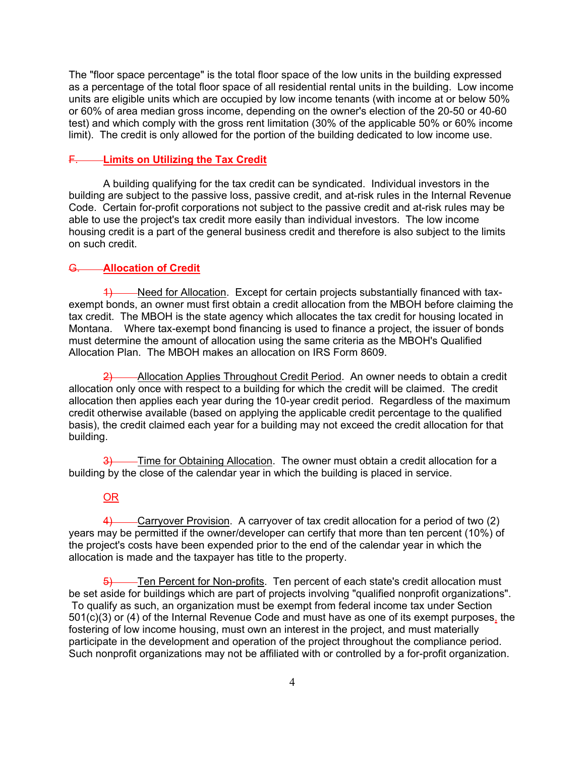The "floor space percentage" is the total floor space of the low units in the building expressed as a percentage of the total floor space of all residential rental units in the building. Low income units are eligible units which are occupied by low income tenants (with income at or below 50% or 60% of area median gross income, depending on the owner's election of the 20-50 or 40-60 test) and which comply with the gross rent limitation (30% of the applicable 50% or 60% income limit). The credit is only allowed for the portion of the building dedicated to low income use.

## ~~F.~~ Limits on Utilizing the Tax Credit

A building qualifying for the tax credit can be syndicated. Individual investors in the building are subject to the passive loss, passive credit, and at-risk rules in the Internal Revenue Code. Certain for-profit corporations not subject to the passive credit and at-risk rules may be able to use the project's tax credit more easily than individual investors. The low income housing credit is a part of the general business credit and therefore is also subject to the limits on such credit.

## ~~G.~~ Allocation of Credit

~~1)~~ Need for Allocation. Except for certain projects substantially financed with tax-exempt bonds, an owner must first obtain a credit allocation from the MBOH before claiming the tax credit. The MBOH is the state agency which allocates the tax credit for housing located in Montana. Where tax-exempt bond financing is used to finance a project, the issuer of bonds must determine the amount of allocation using the same criteria as the MBOH's Qualified Allocation Plan. The MBOH makes an allocation on IRS Form 8609.

~~2)~~ Allocation Applies Throughout Credit Period. An owner needs to obtain a credit allocation only once with respect to a building for which the credit will be claimed. The credit allocation then applies each year during the 10-year credit period. Regardless of the maximum credit otherwise available (based on applying the applicable credit percentage to the qualified basis), the credit claimed each year for a building may not exceed the credit allocation for that building.

~~3)~~ Time for Obtaining Allocation. The owner must obtain a credit allocation for a building by the close of the calendar year in which the building is placed in service.

OR

~~4)~~ Carryover Provision. A carryover of tax credit allocation for a period of two (2) years may be permitted if the owner/developer can certify that more than ten percent (10%) of the project's costs have been expended prior to the end of the calendar year in which the allocation is made and the taxpayer has title to the property.

~~5)~~ Ten Percent for Non-profits. Ten percent of each state's credit allocation must be set aside for buildings which are part of projects involving "qualified nonprofit organizations". To qualify as such, an organization must be exempt from federal income tax under Section 501(c)(3) or (4) of the Internal Revenue Code and must have as one of its exempt purposes, the fostering of low income housing, must own an interest in the project, and must materially participate in the development and operation of the project throughout the compliance period. Such nonprofit organizations may not be affiliated with or controlled by a for-profit organization.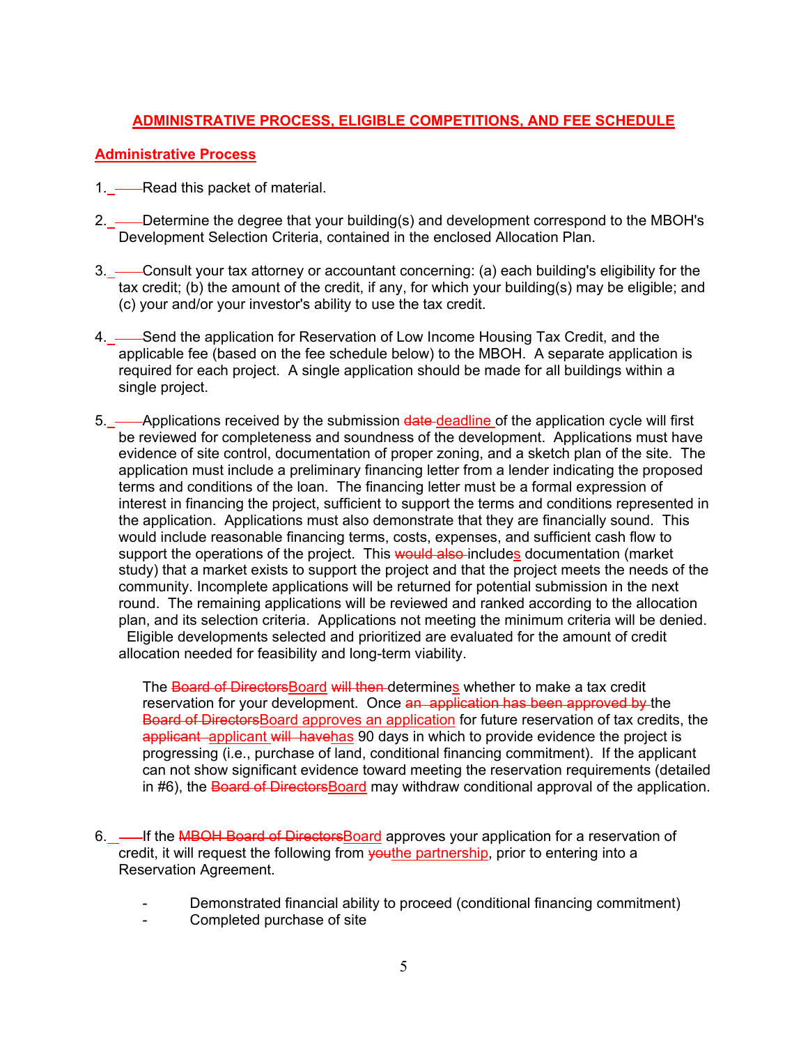## ADMINISTRATIVE PROCESS, ELIGIBLE COMPETITIONS, AND FEE SCHEDULE

### Administrative Process

1. Read this packet of material.

2. Determine the degree that your building(s) and development correspond to the MBOH's Development Selection Criteria, contained in the enclosed Allocation Plan.

3. Consult your tax attorney or accountant concerning: (a) each building's eligibility for the tax credit; (b) the amount of the credit, if any, for which your building(s) may be eligible; and (c) your and/or your investor's ability to use the tax credit.

4. Send the application for Reservation of Low Income Housing Tax Credit, and the applicable fee (based on the fee schedule below) to the MBOH. A separate application is required for each project. A single application should be made for all buildings within a single project.

5. Applications received by the submission ~~date~~ deadline of the application cycle will first be reviewed for completeness and soundness of the development. Applications must have evidence of site control, documentation of proper zoning, and a sketch plan of the site. The application must include a preliminary financing letter from a lender indicating the proposed terms and conditions of the loan. The financing letter must be a formal expression of interest in financing the project, sufficient to support the terms and conditions represented in the application. Applications must also demonstrate that they are financially sound. This would include reasonable financing terms, costs, expenses, and sufficient cash flow to support the operations of the project. This ~~would also~~ includes documentation (market study) that a market exists to support the project and that the project meets the needs of the community. Incomplete applications will be returned for potential submission in the next round. The remaining applications will be reviewed and ranked according to the allocation plan, and its selection criteria. Applications not meeting the minimum criteria will be denied. Eligible developments selected and prioritized are evaluated for the amount of credit allocation needed for feasibility and long-term viability.

   The ~~Board of Directors~~Board ~~will then~~ determines whether to make a tax credit reservation for your development. Once ~~an application has been approved by~~ the ~~Board of Directors~~Board approves an application for future reservation of tax credits, the ~~applicant~~ applicant ~~will have~~has 90 days in which to provide evidence the project is progressing (i.e., purchase of land, conditional financing commitment). If the applicant can not show significant evidence toward meeting the reservation requirements (detailed in #6), the ~~Board of Directors~~Board may withdraw conditional approval of the application.

6. If the ~~MBOH Board of Directors~~Board approves your application for a reservation of credit, it will request the following from ~~you~~the partnership, prior to entering into a Reservation Agreement.

   - Demonstrated financial ability to proceed (conditional financing commitment)
   - Completed purchase of site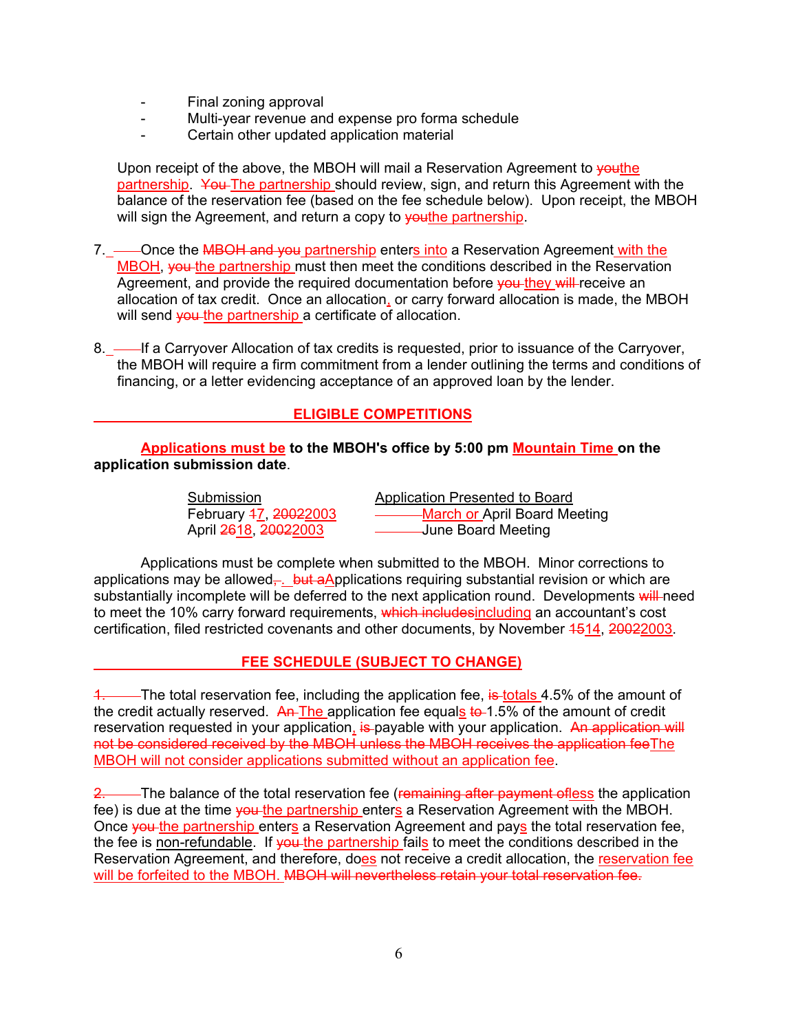- Final zoning approval
- Multi-year revenue and expense pro forma schedule
- Certain other updated application material

Upon receipt of the above, the MBOH will mail a Reservation Agreement to ~~you~~the partnership. ~~You~~ The partnership should review, sign, and return this Agreement with the balance of the reservation fee (based on the fee schedule below). Upon receipt, the MBOH will sign the Agreement, and return a copy to ~~you~~the partnership.

7. Once the ~~MBOH and you~~ partnership enters into a Reservation Agreement with the MBOH, ~~you~~ the partnership must then meet the conditions described in the Reservation Agreement, and provide the required documentation before ~~you~~ they ~~will~~ receive an allocation of tax credit. Once an allocation, or carry forward allocation is made, the MBOH will send ~~you~~ the partnership a certificate of allocation.

8. If a Carryover Allocation of tax credits is requested, prior to issuance of the Carryover, the MBOH will require a firm commitment from a lender outlining the terms and conditions of financing, or a letter evidencing acceptance of an approved loan by the lender.

## ELIGIBLE COMPETITIONS

**Applications must be to the MBOH's office by 5:00 pm Mountain Time on the application submission date**.

| Submission | Application Presented to Board |
|---|---|
| February ~~1~~7, ~~2002~~2003 | March or April Board Meeting |
| April ~~26~~18, ~~2002~~2003 | June Board Meeting |

Applications must be complete when submitted to the MBOH. Minor corrections to applications may be allowed~~,~~. ~~but a~~Applications requiring substantial revision or which are substantially incomplete will be deferred to the next application round. Developments ~~will~~ need to meet the 10% carry forward requirements, ~~which includes~~including an accountant's cost certification, filed restricted covenants and other documents, by November ~~15~~14, ~~2002~~2003.

## FEE SCHEDULE (SUBJECT TO CHANGE)

~~1.~~ The total reservation fee, including the application fee, ~~is~~ totals 4.5% of the amount of the credit actually reserved. ~~An~~ The application fee equals ~~to~~ 1.5% of the amount of credit reservation requested in your application, ~~is~~ payable with your application. ~~An application will not be considered received by the MBOH unless the MBOH receives the application fee~~The MBOH will not consider applications submitted without an application fee.

~~2.~~ The balance of the total reservation fee (~~remaining after payment of~~less the application fee) is due at the time ~~you~~ the partnership enters a Reservation Agreement with the MBOH. Once ~~you~~ the partnership enters a Reservation Agreement and pays the total reservation fee, the fee is non-refundable. If ~~you~~ the partnership fails to meet the conditions described in the Reservation Agreement, and therefore, does not receive a credit allocation, the reservation fee will be forfeited to the MBOH. ~~MBOH will nevertheless retain your total reservation fee.~~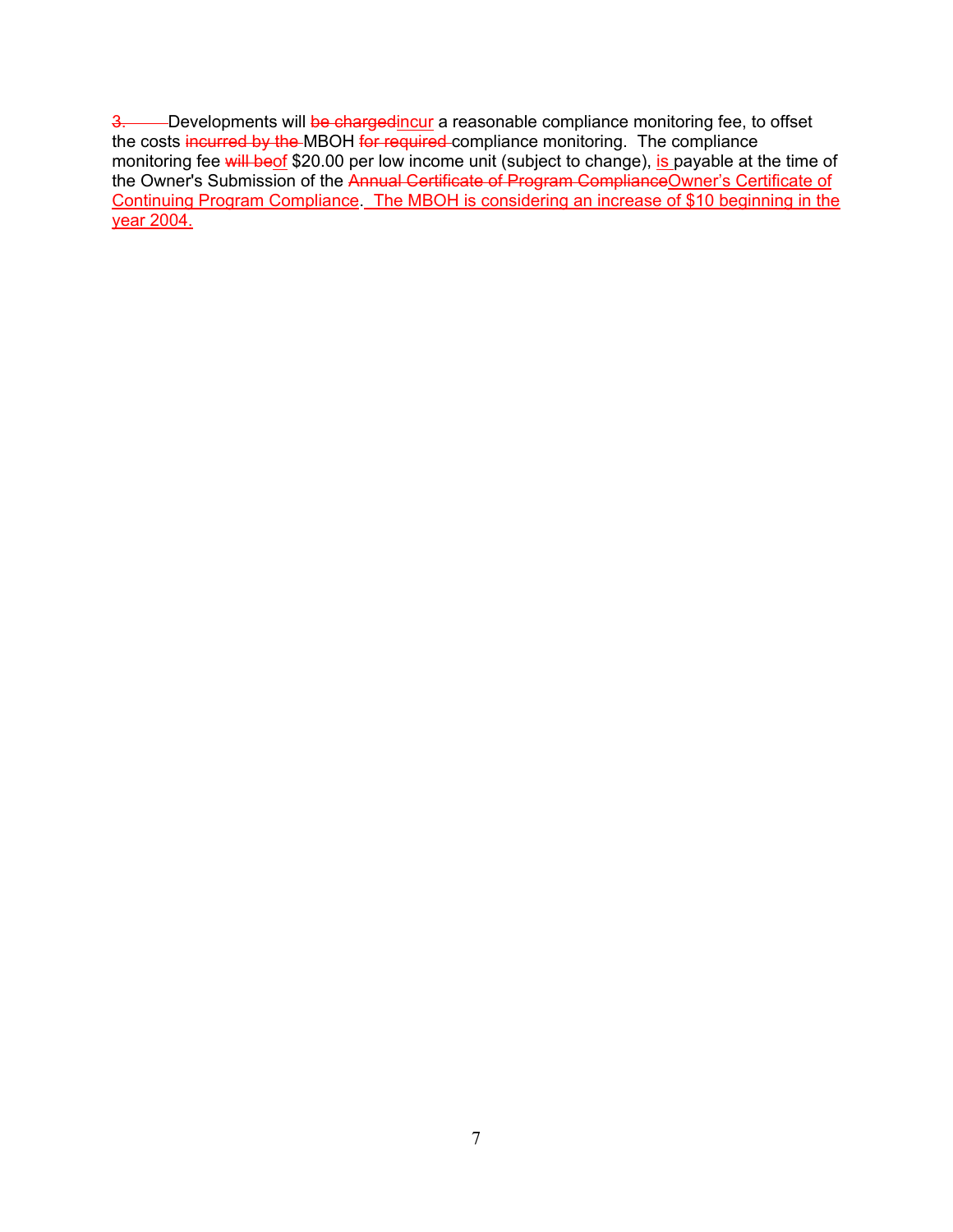3. Developments will be chargedincur a reasonable compliance monitoring fee, to offset the costs incurred by the MBOH for required compliance monitoring. The compliance monitoring fee will beof $20.00 per low income unit (subject to change), is payable at the time of the Owner's Submission of the Annual Certificate of Program ComplianceOwner's Certificate of Continuing Program Compliance. The MBOH is considering an increase of $10 beginning in the year 2004.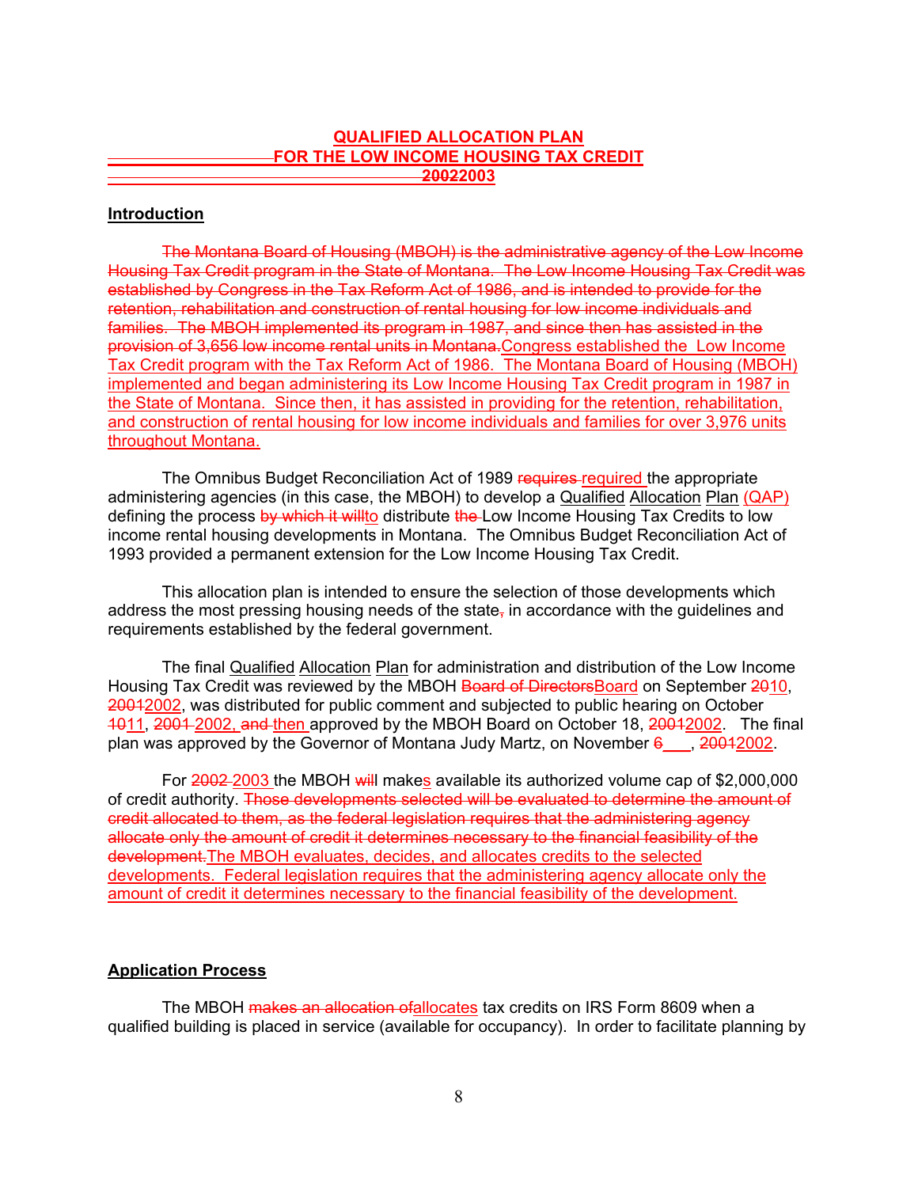# QUALIFIED ALLOCATION PLAN
## FOR THE LOW INCOME HOUSING TAX CREDIT
## ~~2002~~2003

**Introduction**

~~The Montana Board of Housing (MBOH) is the administrative agency of the Low Income Housing Tax Credit program in the State of Montana. The Low Income Housing Tax Credit was established by Congress in the Tax Reform Act of 1986, and is intended to provide for the retention, rehabilitation and construction of rental housing for low income individuals and families. The MBOH implemented its program in 1987, and since then has assisted in the provision of 3,656 low income rental units in Montana.~~Congress established the Low Income Tax Credit program with the Tax Reform Act of 1986. The Montana Board of Housing (MBOH) implemented and began administering its Low Income Housing Tax Credit program in 1987 in the State of Montana. Since then, it has assisted in providing for the retention, rehabilitation, and construction of rental housing for low income individuals and families for over 3,976 units throughout Montana.

The Omnibus Budget Reconciliation Act of 1989 ~~requires~~ required the appropriate administering agencies (in this case, the MBOH) to develop a Qualified Allocation Plan (QAP) defining the process ~~by which it will~~to distribute ~~the~~ Low Income Housing Tax Credits to low income rental housing developments in Montana. The Omnibus Budget Reconciliation Act of 1993 provided a permanent extension for the Low Income Housing Tax Credit.

This allocation plan is intended to ensure the selection of those developments which address the most pressing housing needs of the state~~,~~ in accordance with the guidelines and requirements established by the federal government.

The final Qualified Allocation Plan for administration and distribution of the Low Income Housing Tax Credit was reviewed by the MBOH ~~Board of Directors~~Board on September ~~20~~10, ~~2001~~2002, was distributed for public comment and subjected to public hearing on October ~~10~~11, ~~2001~~ 2002, ~~and~~ then approved by the MBOH Board on October 18, ~~2001~~2002. The final plan was approved by the Governor of Montana Judy Martz, on November ~~6~~___, ~~2001~~2002.

For ~~2002~~ 2003 the MBOH ~~wil~~l makes available its authorized volume cap of $2,000,000 of credit authority. ~~Those developments selected will be evaluated to determine the amount of credit allocated to them, as the federal legislation requires that the administering agency allocate only the amount of credit it determines necessary to the financial feasibility of the development.~~The MBOH evaluates, decides, and allocates credits to the selected developments. Federal legislation requires that the administering agency allocate only the amount of credit it determines necessary to the financial feasibility of the development.

**Application Process**

The MBOH ~~makes an allocation of~~allocates tax credits on IRS Form 8609 when a qualified building is placed in service (available for occupancy). In order to facilitate planning by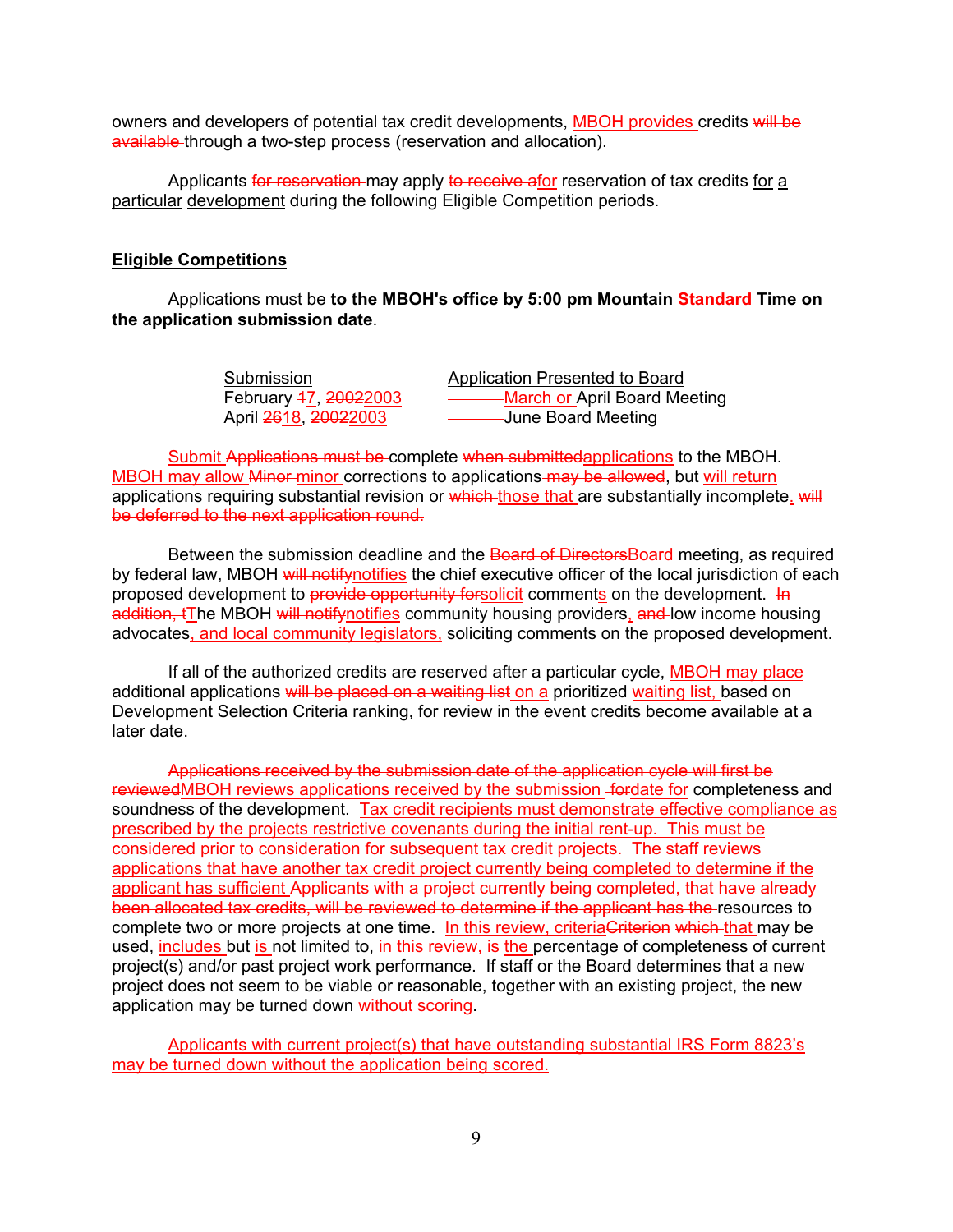owners and developers of potential tax credit developments, MBOH provides credits ~~will be available~~ through a two-step process (reservation and allocation).

Applicants ~~for reservation~~ may apply ~~to receive a~~for reservation of tax credits for a particular development during the following Eligible Competition periods.

## **Eligible Competitions**

Applications must be **to the MBOH's office by 5:00 pm Mountain ~~Standard~~ Time on the application submission date**.

| Submission | Application Presented to Board |
| --- | --- |
| February ~~1~~7, ~~2002~~2003 | March or April Board Meeting |
| April ~~26~~18, ~~2002~~2003 | June Board Meeting |

Submit ~~Applications must be~~ complete ~~when submitted~~applications to the MBOH. MBOH may allow ~~Minor~~ minor corrections to applications ~~may be allowed~~, but will return applications requiring substantial revision or ~~which~~ those that are substantially incomplete. ~~will be deferred to the next application round.~~

Between the submission deadline and the ~~Board of Directors~~Board meeting, as required by federal law, MBOH ~~will notify~~notifies the chief executive officer of the local jurisdiction of each proposed development to ~~provide opportunity for~~solicit comments on the development. ~~In addition, t~~The MBOH ~~will notify~~notifies community housing providers, ~~and~~ low income housing advocates, and local community legislators, soliciting comments on the proposed development.

If all of the authorized credits are reserved after a particular cycle, MBOH may place additional applications ~~will be placed on a waiting list~~ on a prioritized waiting list, based on Development Selection Criteria ranking, for review in the event credits become available at a later date.

~~Applications received by the submission date of the application cycle will first be reviewed~~MBOH reviews applications received by the submission ~~for~~date for completeness and soundness of the development. Tax credit recipients must demonstrate effective compliance as prescribed by the projects restrictive covenants during the initial rent-up. This must be considered prior to consideration for subsequent tax credit projects. The staff reviews applications that have another tax credit project currently being completed to determine if the applicant has sufficient ~~Applicants with a project currently being completed, that have already been allocated tax credits, will be reviewed to determine if the applicant has the~~ resources to complete two or more projects at one time. In this review, criteria~~Criterion~~ ~~which~~ that may be used, includes but is not limited to, ~~in this review, is~~ the percentage of completeness of current project(s) and/or past project work performance. If staff or the Board determines that a new project does not seem to be viable or reasonable, together with an existing project, the new application may be turned down without scoring.

Applicants with current project(s) that have outstanding substantial IRS Form 8823's may be turned down without the application being scored.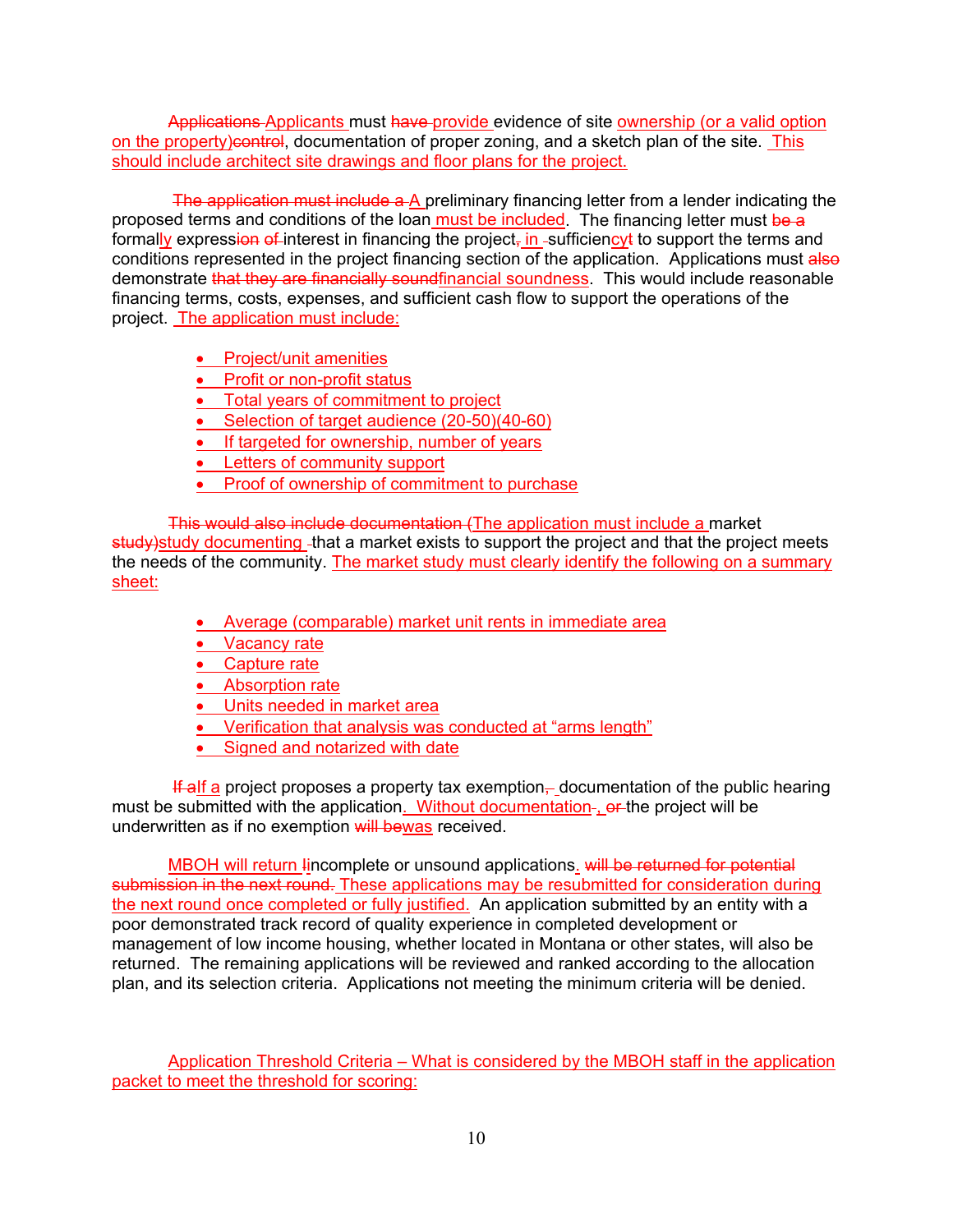~~Applications~~ Applicants must ~~have~~ provide evidence of site ownership (or a valid option on the property)~~control~~, documentation of proper zoning, and a sketch plan of the site. This should include architect site drawings and floor plans for the project.

~~The application must include a~~ A preliminary financing letter from a lender indicating the proposed terms and conditions of the loan must be included. The financing letter must ~~be a~~ formally express~~ion of~~ interest in financing the project~~,~~ in sufficien~~t~~cy to support the terms and conditions represented in the project financing section of the application. Applications must ~~also~~ demonstrate ~~that they are financially sound~~financial soundness. This would include reasonable financing terms, costs, expenses, and sufficient cash flow to support the operations of the project. The application must include:

- Project/unit amenities
- Profit or non-profit status
- Total years of commitment to project
- Selection of target audience (20-50)(40-60)
- If targeted for ownership, number of years
- Letters of community support
- Proof of ownership of commitment to purchase

~~This would also include documentation (~~The application must include a market ~~study)~~study documenting that a market exists to support the project and that the project meets the needs of the community. The market study must clearly identify the following on a summary sheet:

- Average (comparable) market unit rents in immediate area
- Vacancy rate
- Capture rate
- Absorption rate
- Units needed in market area
- Verification that analysis was conducted at "arms length"
- Signed and notarized with date

~~If a~~If a project proposes a property tax exemption~~,~~ documentation of the public hearing must be submitted with the application. Without documentation~~,~~, ~~or~~ the project will be underwritten as if no exemption ~~will be~~was received.

MBOH will return ~~I~~incomplete or unsound applications. ~~will be returned for potential submission in the next round.~~ These applications may be resubmitted for consideration during the next round once completed or fully justified. An application submitted by an entity with a poor demonstrated track record of quality experience in completed development or management of low income housing, whether located in Montana or other states, will also be returned. The remaining applications will be reviewed and ranked according to the allocation plan, and its selection criteria. Applications not meeting the minimum criteria will be denied.

Application Threshold Criteria – What is considered by the MBOH staff in the application packet to meet the threshold for scoring: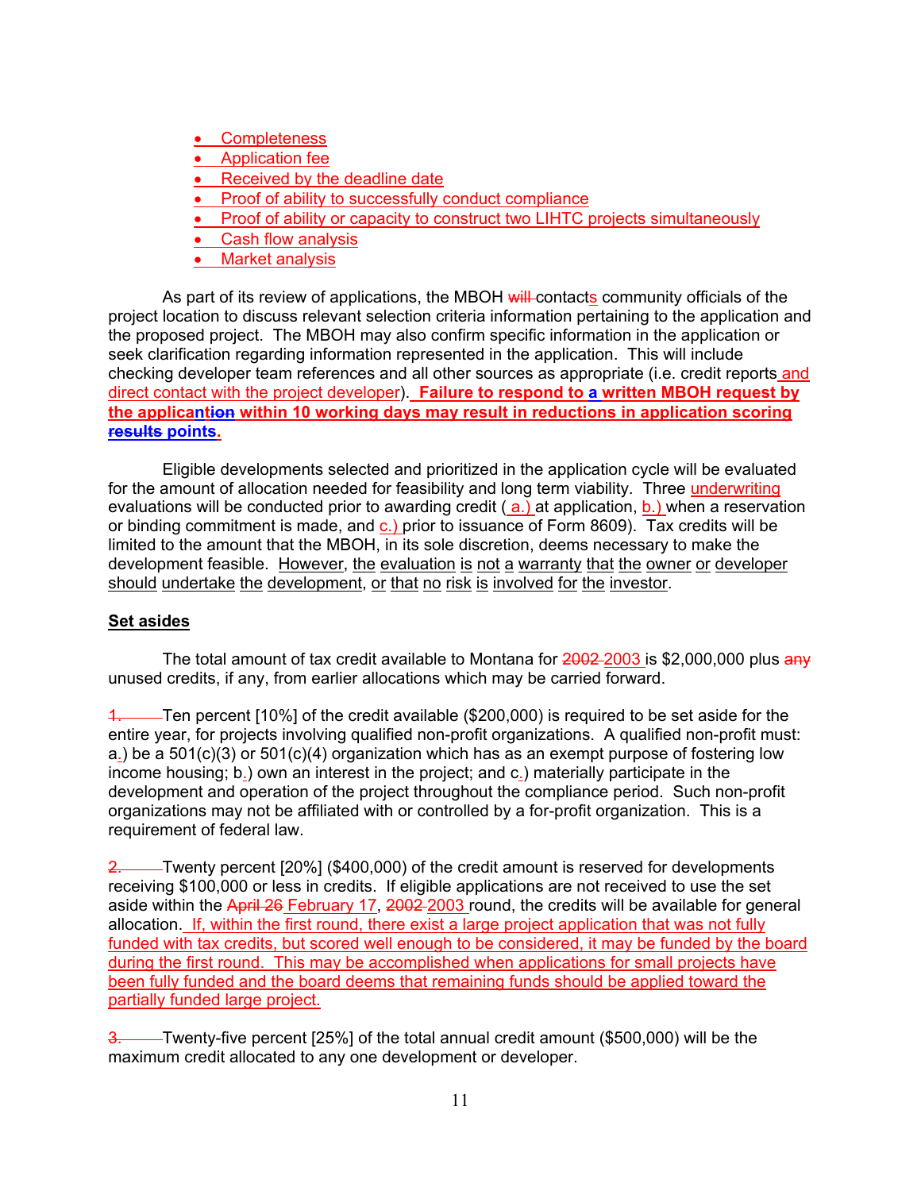- Completeness
- Application fee
- Received by the deadline date
- Proof of ability to successfully conduct compliance
- Proof of ability or capacity to construct two LIHTC projects simultaneously
- Cash flow analysis
- Market analysis

As part of its review of applications, the MBOH ~~will~~ contacts community officials of the project location to discuss relevant selection criteria information pertaining to the application and the proposed project. The MBOH may also confirm specific information in the application or seek clarification regarding information represented in the application. This will include checking developer team references and all other sources as appropriate (i.e. credit reports and direct contact with the project developer). **Failure to respond to a written MBOH request by the applicant~~ion~~ within 10 working days may result in reductions in application scoring ~~results~~ points.**

Eligible developments selected and prioritized in the application cycle will be evaluated for the amount of allocation needed for feasibility and long term viability. Three underwriting evaluations will be conducted prior to awarding credit ( a.) at application, b.) when a reservation or binding commitment is made, and c.) prior to issuance of Form 8609). Tax credits will be limited to the amount that the MBOH, in its sole discretion, deems necessary to make the development feasible. However, the evaluation is not a warranty that the owner or developer should undertake the development, or that no risk is involved for the investor.

## Set asides

The total amount of tax credit available to Montana for ~~2002~~ 2003 is $2,000,000 plus ~~any~~ unused credits, if any, from earlier allocations which may be carried forward.

~~1.~~ Ten percent [10%] of the credit available ($200,000) is required to be set aside for the entire year, for projects involving qualified non-profit organizations. A qualified non-profit must: a.) be a 501(c)(3) or 501(c)(4) organization which has as an exempt purpose of fostering low income housing; b.) own an interest in the project; and c.) materially participate in the development and operation of the project throughout the compliance period. Such non-profit organizations may not be affiliated with or controlled by a for-profit organization. This is a requirement of federal law.

~~2.~~ Twenty percent [20%] ($400,000) of the credit amount is reserved for developments receiving $100,000 or less in credits. If eligible applications are not received to use the set aside within the ~~April 26~~ February 17, ~~2002~~ 2003 round, the credits will be available for general allocation. If, within the first round, there exist a large project application that was not fully funded with tax credits, but scored well enough to be considered, it may be funded by the board during the first round. This may be accomplished when applications for small projects have been fully funded and the board deems that remaining funds should be applied toward the partially funded large project.

~~3.~~ Twenty-five percent [25%] of the total annual credit amount ($500,000) will be the maximum credit allocated to any one development or developer.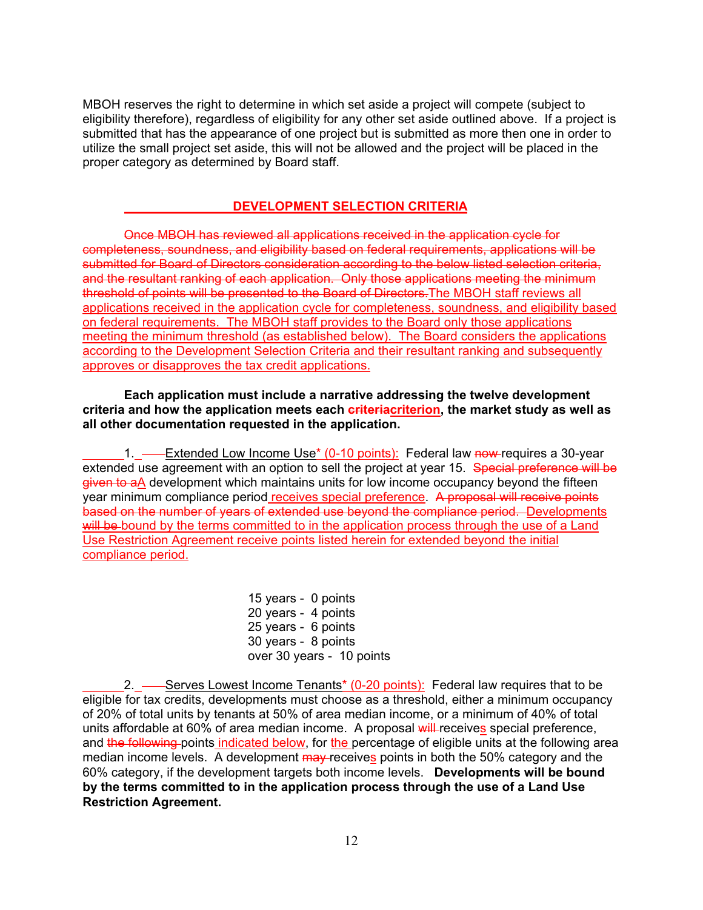MBOH reserves the right to determine in which set aside a project will compete (subject to eligibility therefore), regardless of eligibility for any other set aside outlined above. If a project is submitted that has the appearance of one project but is submitted as more then one in order to utilize the small project set aside, this will not be allowed and the project will be placed in the proper category as determined by Board staff.

## DEVELOPMENT SELECTION CRITERIA

~~Once MBOH has reviewed all applications received in the application cycle for completeness, soundness, and eligibility based on federal requirements, applications will be submitted for Board of Directors consideration according to the below listed selection criteria, and the resultant ranking of each application. Only those applications meeting the minimum threshold of points will be presented to the Board of Directors.~~The MBOH staff reviews all applications received in the application cycle for completeness, soundness, and eligibility based on federal requirements. The MBOH staff provides to the Board only those applications meeting the minimum threshold (as established below). The Board considers the applications according to the Development Selection Criteria and their resultant ranking and subsequently approves or disapproves the tax credit applications.

**Each application must include a narrative addressing the twelve development criteria and how the application meets each ~~criteria~~criterion, the market study as well as all other documentation requested in the application.**

1. Extended Low Income Use* (0-10 points): Federal law ~~now~~ requires a 30-year extended use agreement with an option to sell the project at year 15. ~~Special preference will be given to a~~A development which maintains units for low income occupancy beyond the fifteen year minimum compliance period receives special preference. ~~A proposal will receive points based on the number of years of extended use beyond the compliance period.~~ Developments ~~will be~~ bound by the terms committed to in the application process through the use of a Land Use Restriction Agreement receive points listed herein for extended beyond the initial compliance period.

   15 years - 0 points
   20 years - 4 points
   25 years - 6 points
   30 years - 8 points
   over 30 years - 10 points

2. Serves Lowest Income Tenants* (0-20 points): Federal law requires that to be eligible for tax credits, developments must choose as a threshold, either a minimum occupancy of 20% of total units by tenants at 50% of area median income, or a minimum of 40% of total units affordable at 60% of area median income. A proposal ~~will~~ receives special preference, and ~~the following~~ points indicated below, for the percentage of eligible units at the following area median income levels. A development ~~may~~ receives points in both the 50% category and the 60% category, if the development targets both income levels. **Developments will be bound by the terms committed to in the application process through the use of a Land Use Restriction Agreement.**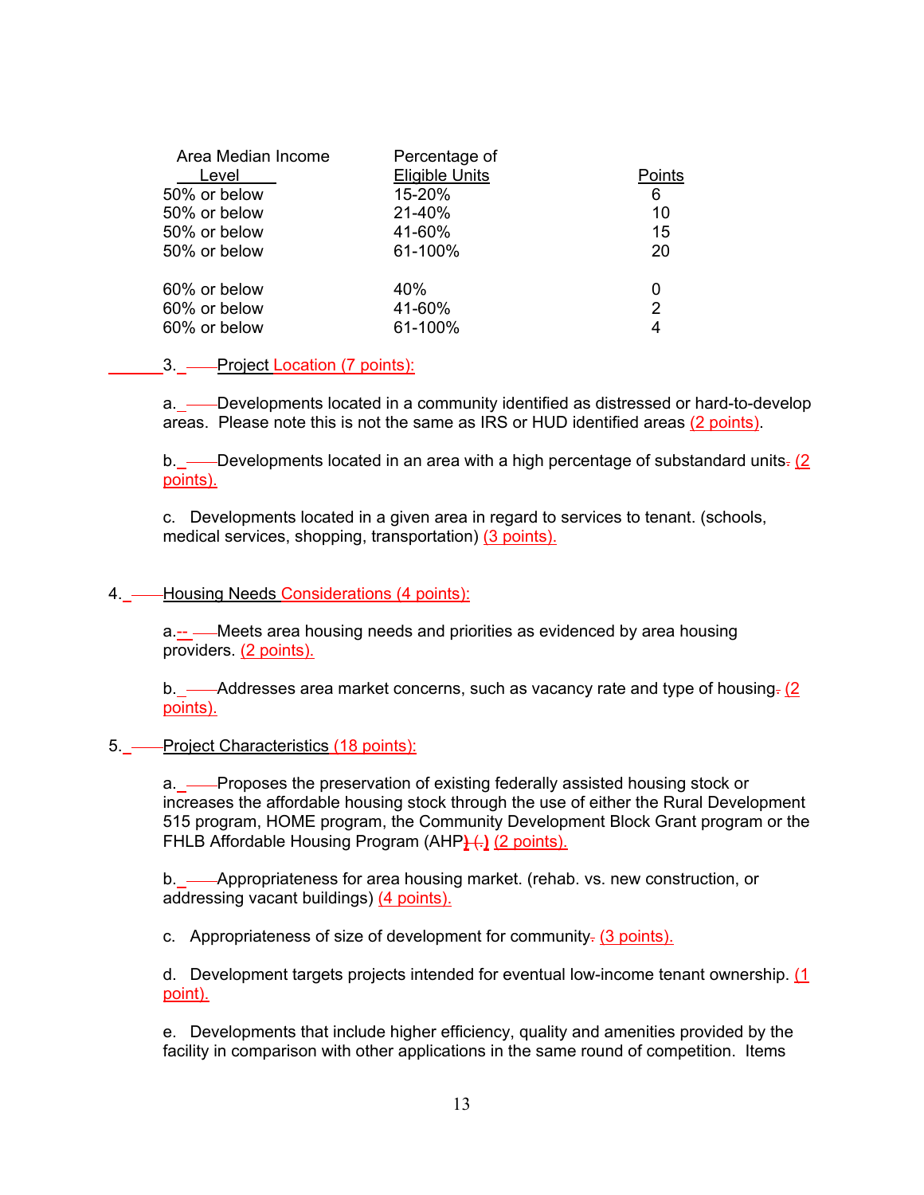| Area Median Income Level | Percentage of Eligible Units | Points |
|---|---|---|
| 50% or below | 15-20% | 6 |
| 50% or below | 21-40% | 10 |
| 50% or below | 41-60% | 15 |
| 50% or below | 61-100% | 20 |
| | | |
| 60% or below | 40% | 0 |
| 60% or below | 41-60% | 2 |
| 60% or below | 61-100% | 4 |

3. Project Location (7 points):

a. Developments located in a community identified as distressed or hard-to-develop areas. Please note this is not the same as IRS or HUD identified areas (2 points).

b. Developments located in an area with a high percentage of substandard units. (2 points).

c. Developments located in a given area in regard to services to tenant. (schools, medical services, shopping, transportation) (3 points).

4. Housing Needs Considerations (4 points):

a. Meets area housing needs and priorities as evidenced by area housing providers. (2 points).

b. Addresses area market concerns, such as vacancy rate and type of housing. (2 points).

5. Project Characteristics (18 points):

a. Proposes the preservation of existing federally assisted housing stock or increases the affordable housing stock through the use of either the Rural Development 515 program, HOME program, the Community Development Block Grant program or the FHLB Affordable Housing Program (AHP) (2 points).

b. Appropriateness for area housing market. (rehab. vs. new construction, or addressing vacant buildings) (4 points).

c. Appropriateness of size of development for community. (3 points).

d. Development targets projects intended for eventual low-income tenant ownership. (1 point).

e. Developments that include higher efficiency, quality and amenities provided by the facility in comparison with other applications in the same round of competition. Items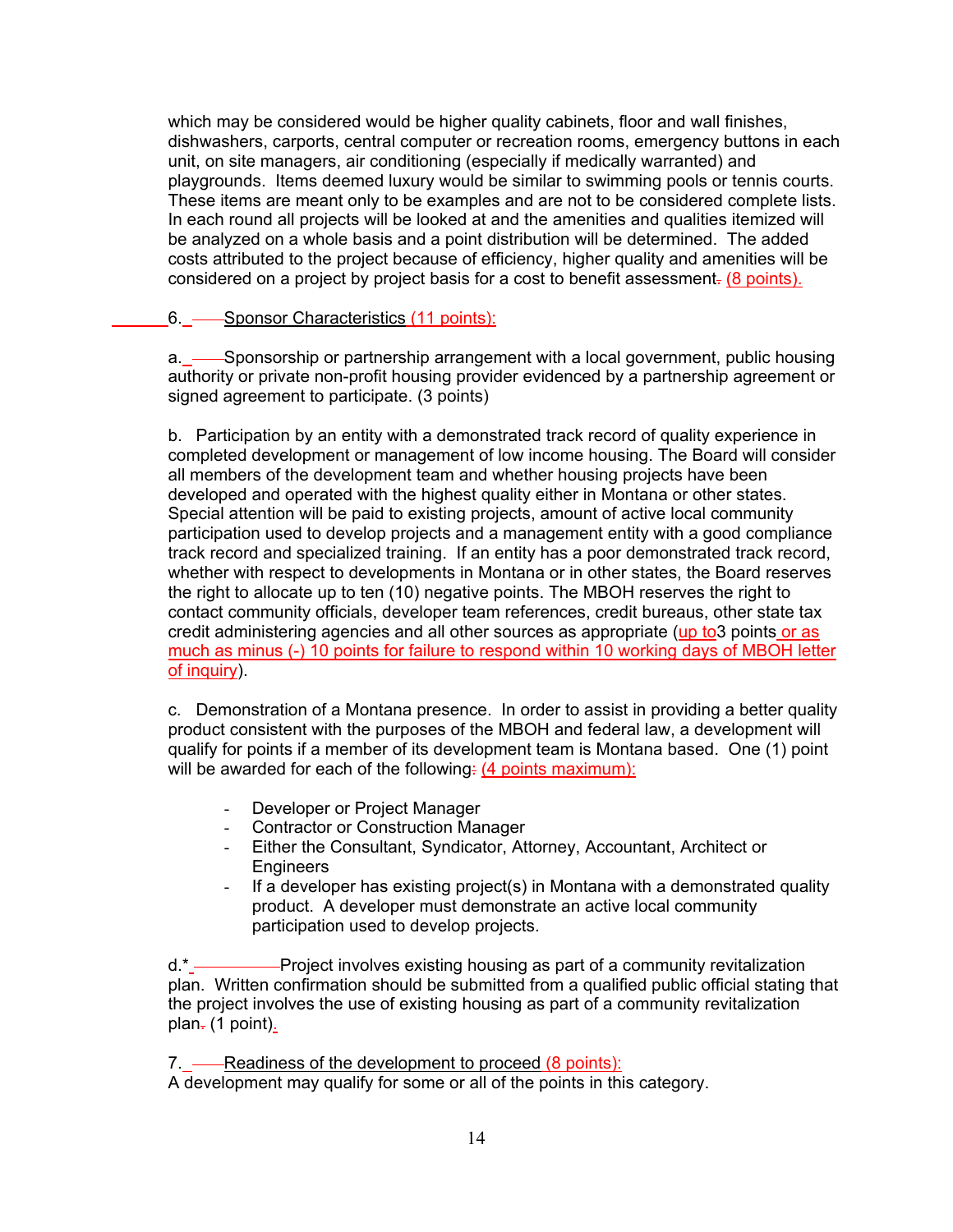which may be considered would be higher quality cabinets, floor and wall finishes, dishwashers, carports, central computer or recreation rooms, emergency buttons in each unit, on site managers, air conditioning (especially if medically warranted) and playgrounds. Items deemed luxury would be similar to swimming pools or tennis courts. These items are meant only to be examples and are not to be considered complete lists. In each round all projects will be looked at and the amenities and qualities itemized will be analyzed on a whole basis and a point distribution will be determined. The added costs attributed to the project because of efficiency, higher quality and amenities will be considered on a project by project basis for a cost to benefit assessment (8 points).

6. Sponsor Characteristics (11 points):

a. Sponsorship or partnership arrangement with a local government, public housing authority or private non-profit housing provider evidenced by a partnership agreement or signed agreement to participate. (3 points)

b. Participation by an entity with a demonstrated track record of quality experience in completed development or management of low income housing. The Board will consider all members of the development team and whether housing projects have been developed and operated with the highest quality either in Montana or other states. Special attention will be paid to existing projects, amount of active local community participation used to develop projects and a management entity with a good compliance track record and specialized training. If an entity has a poor demonstrated track record, whether with respect to developments in Montana or in other states, the Board reserves the right to allocate up to ten (10) negative points. The MBOH reserves the right to contact community officials, developer team references, credit bureaus, other state tax credit administering agencies and all other sources as appropriate (up to 3 points or as much as minus (-) 10 points for failure to respond within 10 working days of MBOH letter of inquiry).

c. Demonstration of a Montana presence. In order to assist in providing a better quality product consistent with the purposes of the MBOH and federal law, a development will qualify for points if a member of its development team is Montana based. One (1) point will be awarded for each of the following (4 points maximum):

- Developer or Project Manager
- Contractor or Construction Manager
- Either the Consultant, Syndicator, Attorney, Accountant, Architect or Engineers
- If a developer has existing project(s) in Montana with a demonstrated quality product. A developer must demonstrate an active local community participation used to develop projects.

d.* Project involves existing housing as part of a community revitalization plan. Written confirmation should be submitted from a qualified public official stating that the project involves the use of existing housing as part of a community revitalization plan (1 point).

7. Readiness of the development to proceed (8 points):
A development may qualify for some or all of the points in this category.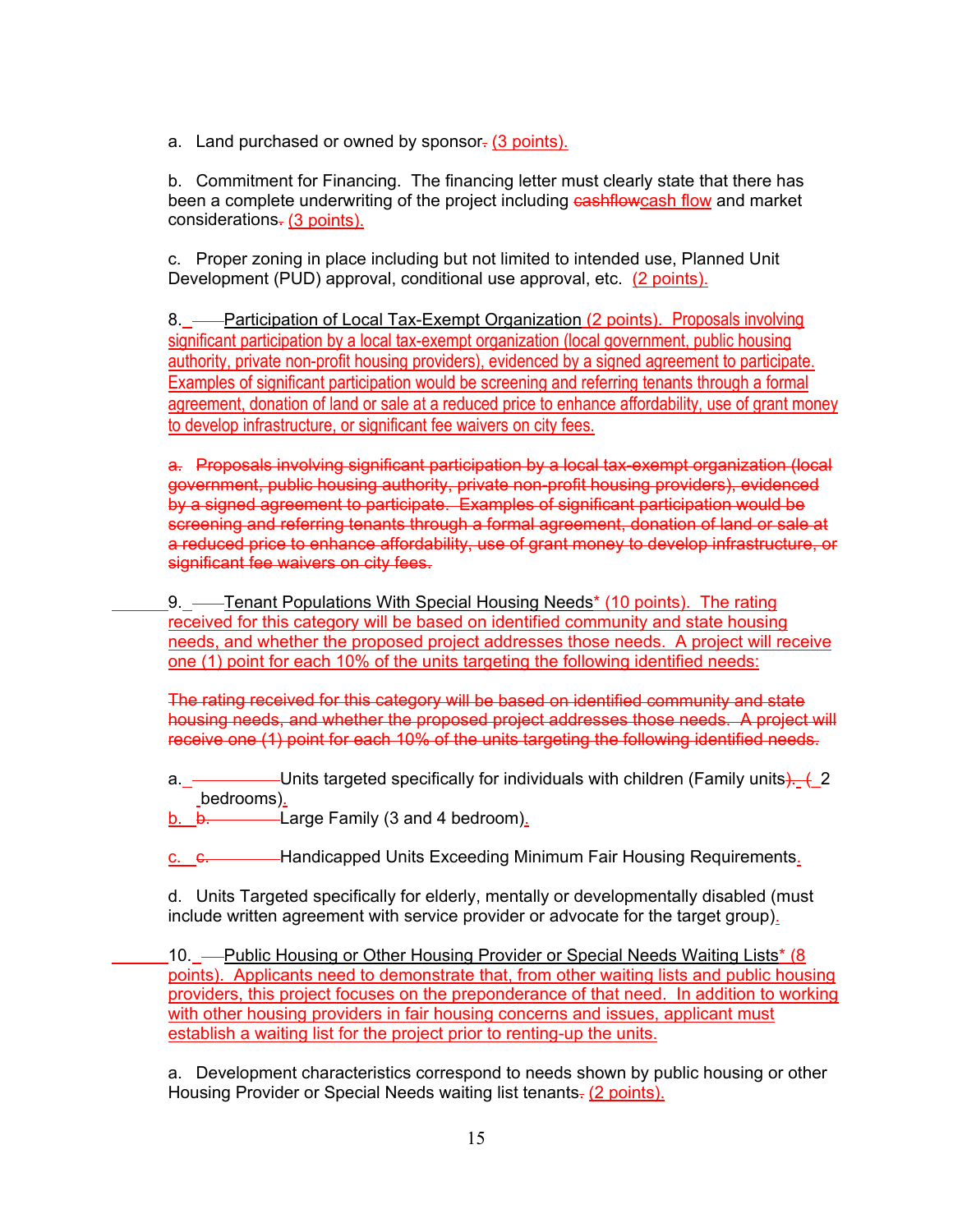a. Land purchased or owned by sponsor~~.~~ (3 points).

b. Commitment for Financing. The financing letter must clearly state that there has been a complete underwriting of the project including ~~cashflow~~cash flow and market considerations~~.~~ (3 points).

c. Proper zoning in place including but not limited to intended use, Planned Unit Development (PUD) approval, conditional use approval, etc. (2 points).

8. Participation of Local Tax-Exempt Organization (2 points). Proposals involving significant participation by a local tax-exempt organization (local government, public housing authority, private non-profit housing providers), evidenced by a signed agreement to participate. Examples of significant participation would be screening and referring tenants through a formal agreement, donation of land or sale at a reduced price to enhance affordability, use of grant money to develop infrastructure, or significant fee waivers on city fees.

~~a. Proposals involving significant participation by a local tax-exempt organization (local government, public housing authority, private non-profit housing providers), evidenced by a signed agreement to participate. Examples of significant participation would be screening and referring tenants through a formal agreement, donation of land or sale at a reduced price to enhance affordability, use of grant money to develop infrastructure, or significant fee waivers on city fees.~~

9. Tenant Populations With Special Housing Needs* (10 points). The rating received for this category will be based on identified community and state housing needs, and whether the proposed project addresses those needs. A project will receive one (1) point for each 10% of the units targeting the following identified needs:

~~The rating received for this category will be based on identified community and state housing needs, and whether the proposed project addresses those needs. A project will receive one (1) point for each 10% of the units targeting the following identified needs.~~

a. Units targeted specifically for individuals with children (Family units~~).~~ (2 bedrooms).

b. ~~b.~~ Large Family (3 and 4 bedroom).

c. ~~c.~~ Handicapped Units Exceeding Minimum Fair Housing Requirements.

d. Units Targeted specifically for elderly, mentally or developmentally disabled (must include written agreement with service provider or advocate for the target group).

10. Public Housing or Other Housing Provider or Special Needs Waiting Lists* (8 points). Applicants need to demonstrate that, from other waiting lists and public housing providers, this project focuses on the preponderance of that need. In addition to working with other housing providers in fair housing concerns and issues, applicant must establish a waiting list for the project prior to renting-up the units.

a. Development characteristics correspond to needs shown by public housing or other Housing Provider or Special Needs waiting list tenants~~.~~ (2 points).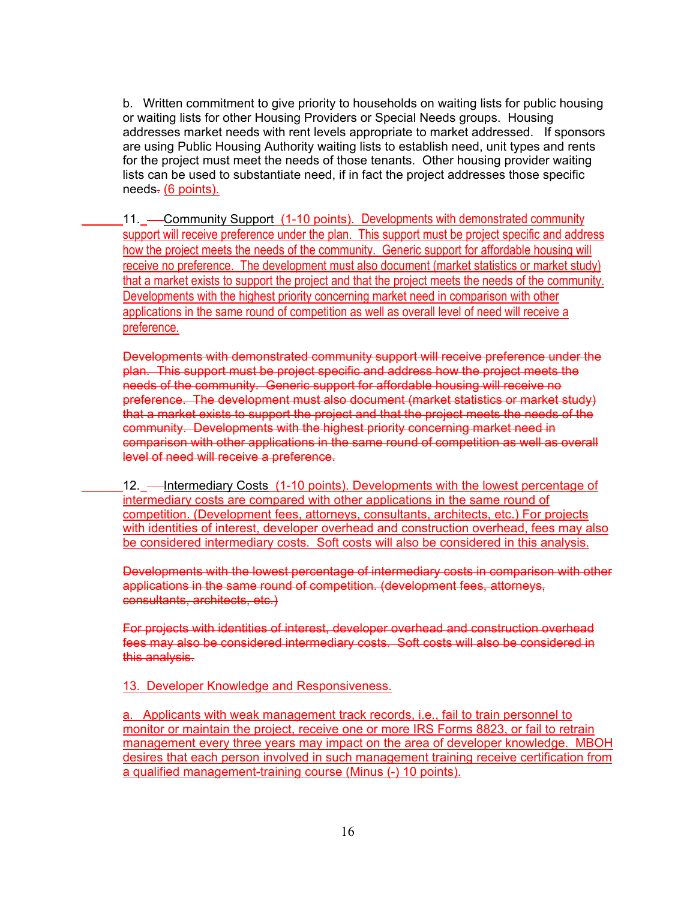b. Written commitment to give priority to households on waiting lists for public housing or waiting lists for other Housing Providers or Special Needs groups. Housing addresses market needs with rent levels appropriate to market addressed. If sponsors are using Public Housing Authority waiting lists to establish need, unit types and rents for the project must meet the needs of those tenants. Other housing provider waiting lists can be used to substantiate need, if in fact the project addresses those specific needs. (6 points).

11. Community Support (1-10 points). Developments with demonstrated community support will receive preference under the plan. This support must be project specific and address how the project meets the needs of the community. Generic support for affordable housing will receive no preference. The development must also document (market statistics or market study) that a market exists to support the project and that the project meets the needs of the community. Developments with the highest priority concerning market need in comparison with other applications in the same round of competition as well as overall level of need will receive a preference.

~~Developments with demonstrated community support will receive preference under the plan. This support must be project specific and address how the project meets the needs of the community. Generic support for affordable housing will receive no preference. The development must also document (market statistics or market study) that a market exists to support the project and that the project meets the needs of the community. Developments with the highest priority concerning market need in comparison with other applications in the same round of competition as well as overall level of need will receive a preference.~~

12. Intermediary Costs (1-10 points). Developments with the lowest percentage of intermediary costs are compared with other applications in the same round of competition. (Development fees, attorneys, consultants, architects, etc.) For projects with identities of interest, developer overhead and construction overhead, fees may also be considered intermediary costs. Soft costs will also be considered in this analysis.

~~Developments with the lowest percentage of intermediary costs in comparison with other applications in the same round of competition. (development fees, attorneys, consultants, architects, etc.)~~

~~For projects with identities of interest, developer overhead and construction overhead fees may also be considered intermediary costs. Soft costs will also be considered in this analysis.~~

13. Developer Knowledge and Responsiveness.

a. Applicants with weak management track records, i.e., fail to train personnel to monitor or maintain the project, receive one or more IRS Forms 8823, or fail to retrain management every three years may impact on the area of developer knowledge. MBOH desires that each person involved in such management training receive certification from a qualified management-training course (Minus (-) 10 points).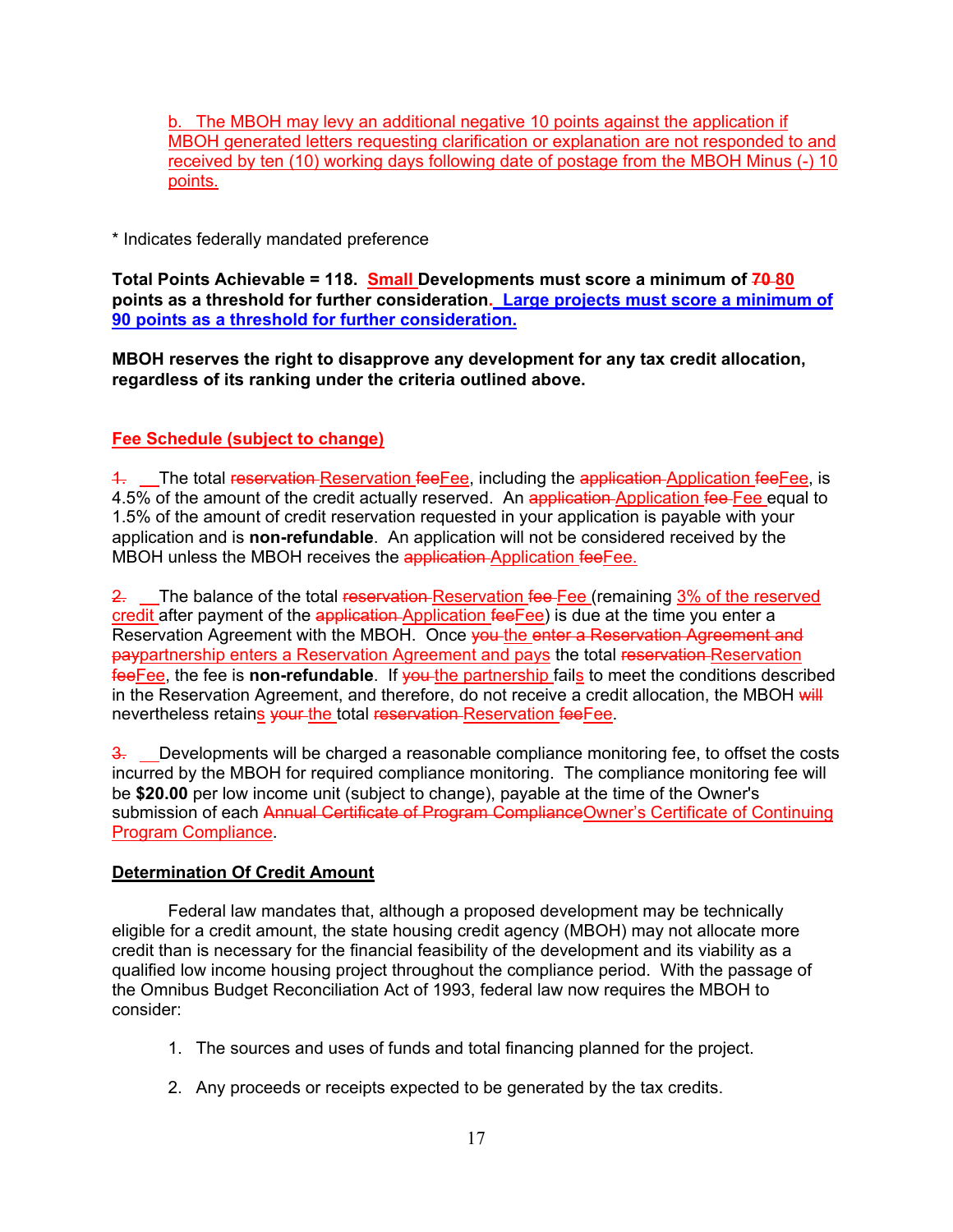b. The MBOH may levy an additional negative 10 points against the application if MBOH generated letters requesting clarification or explanation are not responded to and received by ten (10) working days following date of postage from the MBOH Minus (-) 10 points.

* Indicates federally mandated preference

**Total Points Achievable = 118. Small Developments must score a minimum of ~~70~~ 80 points as a threshold for further consideration. Large projects must score a minimum of 90 points as a threshold for further consideration.**

**MBOH reserves the right to disapprove any development for any tax credit allocation, regardless of its ranking under the criteria outlined above.**

## Fee Schedule (subject to change)

~~1.~~ The total ~~reservation~~ Reservation ~~fee~~Fee, including the ~~application~~ Application ~~fee~~Fee, is 4.5% of the amount of the credit actually reserved. An ~~application~~ Application ~~fee~~ Fee equal to 1.5% of the amount of credit reservation requested in your application is payable with your application and is **non-refundable**. An application will not be considered received by the MBOH unless the MBOH receives the ~~application~~ Application ~~fee~~Fee.

~~2.~~ The balance of the total ~~reservation~~ Reservation ~~fee~~ Fee (remaining 3% of the reserved credit after payment of the ~~application~~ Application ~~fee~~Fee) is due at the time you enter a Reservation Agreement with the MBOH. Once ~~you~~ the ~~enter a Reservation Agreement and pay~~partnership enters a Reservation Agreement and pays the total ~~reservation~~ Reservation ~~fee~~Fee, the fee is **non-refundable**. If ~~you~~ the partnership fails to meet the conditions described in the Reservation Agreement, and therefore, do not receive a credit allocation, the MBOH ~~will~~ nevertheless retains ~~your~~ the total ~~reservation~~ Reservation ~~fee~~Fee.

~~3.~~ Developments will be charged a reasonable compliance monitoring fee, to offset the costs incurred by the MBOH for required compliance monitoring. The compliance monitoring fee will be **$20.00** per low income unit (subject to change), payable at the time of the Owner's submission of each ~~Annual Certificate of Program Compliance~~Owner's Certificate of Continuing Program Compliance.

## Determination Of Credit Amount

Federal law mandates that, although a proposed development may be technically eligible for a credit amount, the state housing credit agency (MBOH) may not allocate more credit than is necessary for the financial feasibility of the development and its viability as a qualified low income housing project throughout the compliance period. With the passage of the Omnibus Budget Reconciliation Act of 1993, federal law now requires the MBOH to consider:

1. The sources and uses of funds and total financing planned for the project.
2. Any proceeds or receipts expected to be generated by the tax credits.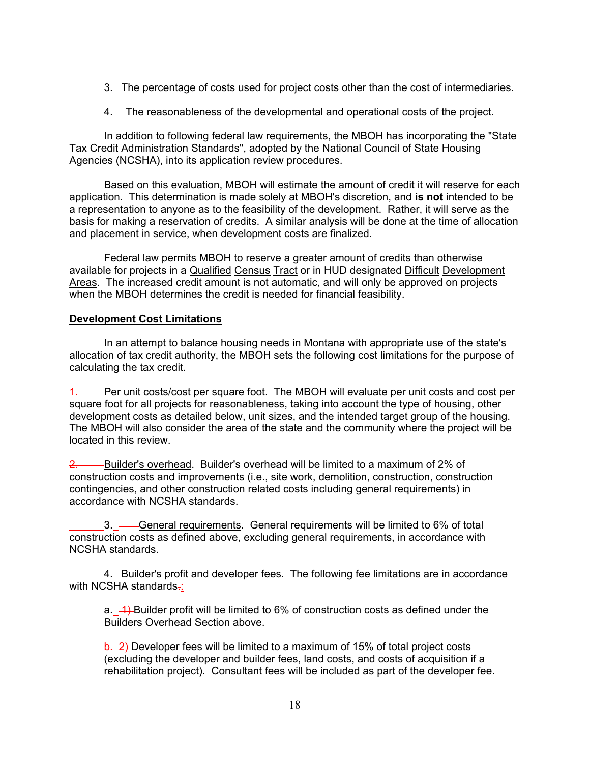3. The percentage of costs used for project costs other than the cost of intermediaries.

4. The reasonableness of the developmental and operational costs of the project.

In addition to following federal law requirements, the MBOH has incorporating the "State Tax Credit Administration Standards", adopted by the National Council of State Housing Agencies (NCSHA), into its application review procedures.

Based on this evaluation, MBOH will estimate the amount of credit it will reserve for each application. This determination is made solely at MBOH's discretion, and **is not** intended to be a representation to anyone as to the feasibility of the development. Rather, it will serve as the basis for making a reservation of credits. A similar analysis will be done at the time of allocation and placement in service, when development costs are finalized.

Federal law permits MBOH to reserve a greater amount of credits than otherwise available for projects in a Qualified Census Tract or in HUD designated Difficult Development Areas. The increased credit amount is not automatic, and will only be approved on projects when the MBOH determines the credit is needed for financial feasibility.

**Development Cost Limitations**

In an attempt to balance housing needs in Montana with appropriate use of the state's allocation of tax credit authority, the MBOH sets the following cost limitations for the purpose of calculating the tax credit.

1. Per unit costs/cost per square foot. The MBOH will evaluate per unit costs and cost per square foot for all projects for reasonableness, taking into account the type of housing, other development costs as detailed below, unit sizes, and the intended target group of the housing. The MBOH will also consider the area of the state and the community where the project will be located in this review.

2. Builder's overhead. Builder's overhead will be limited to a maximum of 2% of construction costs and improvements (i.e., site work, demolition, construction, construction contingencies, and other construction related costs including general requirements) in accordance with NCSHA standards.

3. General requirements. General requirements will be limited to 6% of total construction costs as defined above, excluding general requirements, in accordance with NCSHA standards.

4. Builder's profit and developer fees. The following fee limitations are in accordance with NCSHA standards.:

a. 1) Builder profit will be limited to 6% of construction costs as defined under the Builders Overhead Section above.

b. 2) Developer fees will be limited to a maximum of 15% of total project costs (excluding the developer and builder fees, land costs, and costs of acquisition if a rehabilitation project). Consultant fees will be included as part of the developer fee.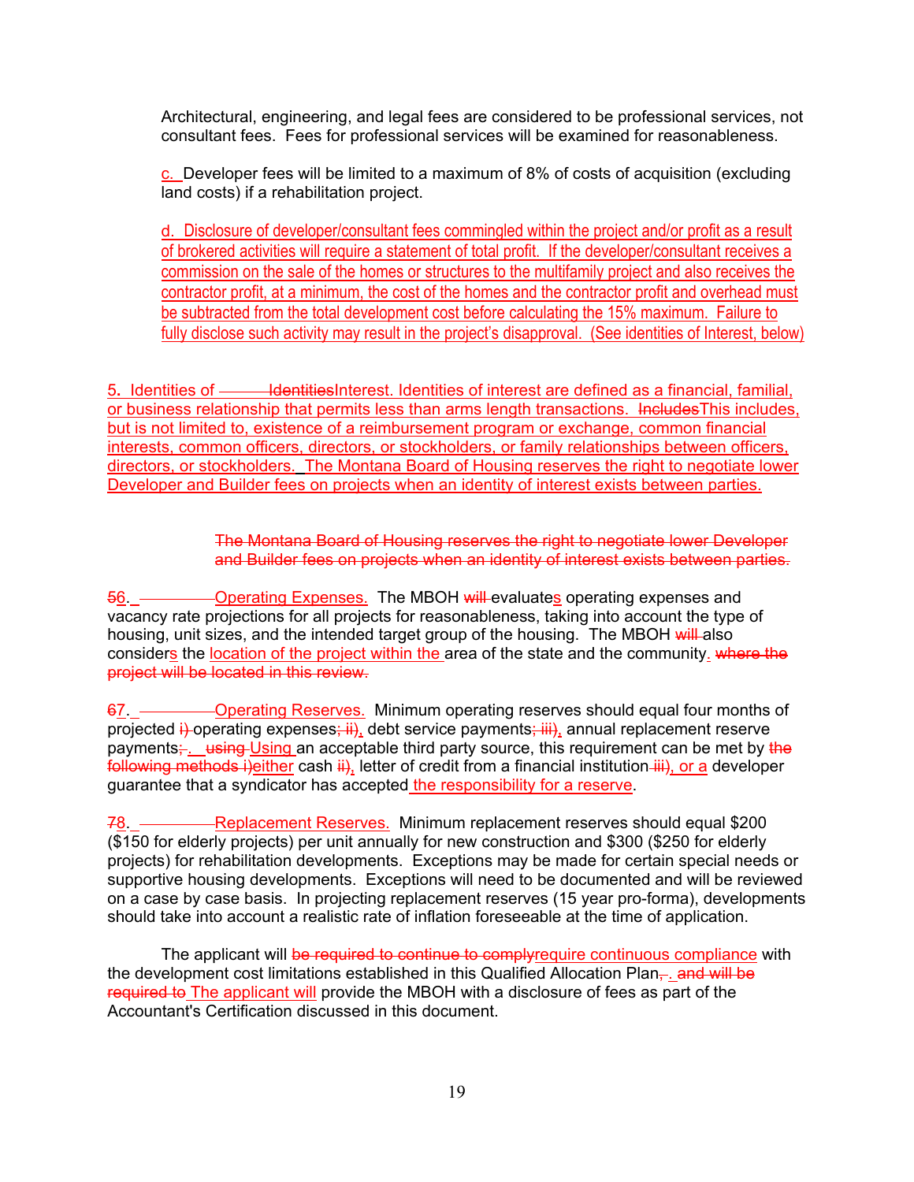Architectural, engineering, and legal fees are considered to be professional services, not consultant fees. Fees for professional services will be examined for reasonableness.

c. Developer fees will be limited to a maximum of 8% of costs of acquisition (excluding land costs) if a rehabilitation project.

d. Disclosure of developer/consultant fees commingled within the project and/or profit as a result of brokered activities will require a statement of total profit. If the developer/consultant receives a commission on the sale of the homes or structures to the multifamily project and also receives the contractor profit, at a minimum, the cost of the homes and the contractor profit and overhead must be subtracted from the total development cost before calculating the 15% maximum. Failure to fully disclose such activity may result in the project's disapproval. (See identities of Interest, below)

5. Identities of ~~Identities~~Interest. Identities of interest are defined as a financial, familial, or business relationship that permits less than arms length transactions. ~~Includes~~This includes, but is not limited to, existence of a reimbursement program or exchange, common financial interests, common officers, directors, or stockholders, or family relationships between officers, directors, or stockholders. The Montana Board of Housing reserves the right to negotiate lower Developer and Builder fees on projects when an identity of interest exists between parties.

~~The Montana Board of Housing reserves the right to negotiate lower Developer and Builder fees on projects when an identity of interest exists between parties.~~

~~5~~6. Operating Expenses. The MBOH ~~will~~ evaluates operating expenses and vacancy rate projections for all projects for reasonableness, taking into account the type of housing, unit sizes, and the intended target group of the housing. The MBOH ~~will~~ also considers the location of the project within the area of the state and the community. ~~where the project will be located in this review.~~

~~6~~7. Operating Reserves. Minimum operating reserves should equal four months of projected ~~i)~~ operating expenses~~; ii)~~, debt service payments~~; iii)~~, annual replacement reserve payments~~;~~. ~~using~~ Using an acceptable third party source, this requirement can be met by ~~the following methods i)~~either cash ~~ii)~~, letter of credit from a financial institution ~~iii)~~, or a developer guarantee that a syndicator has accepted the responsibility for a reserve.

~~7~~8. Replacement Reserves. Minimum replacement reserves should equal $200 ($150 for elderly projects) per unit annually for new construction and $300 ($250 for elderly projects) for rehabilitation developments. Exceptions may be made for certain special needs or supportive housing developments. Exceptions will need to be documented and will be reviewed on a case by case basis. In projecting replacement reserves (15 year pro-forma), developments should take into account a realistic rate of inflation foreseeable at the time of application.

The applicant will ~~be required to continue to comply~~require continuous compliance with the development cost limitations established in this Qualified Allocation Plan~~,~~. ~~and will be required to~~ The applicant will provide the MBOH with a disclosure of fees as part of the Accountant's Certification discussed in this document.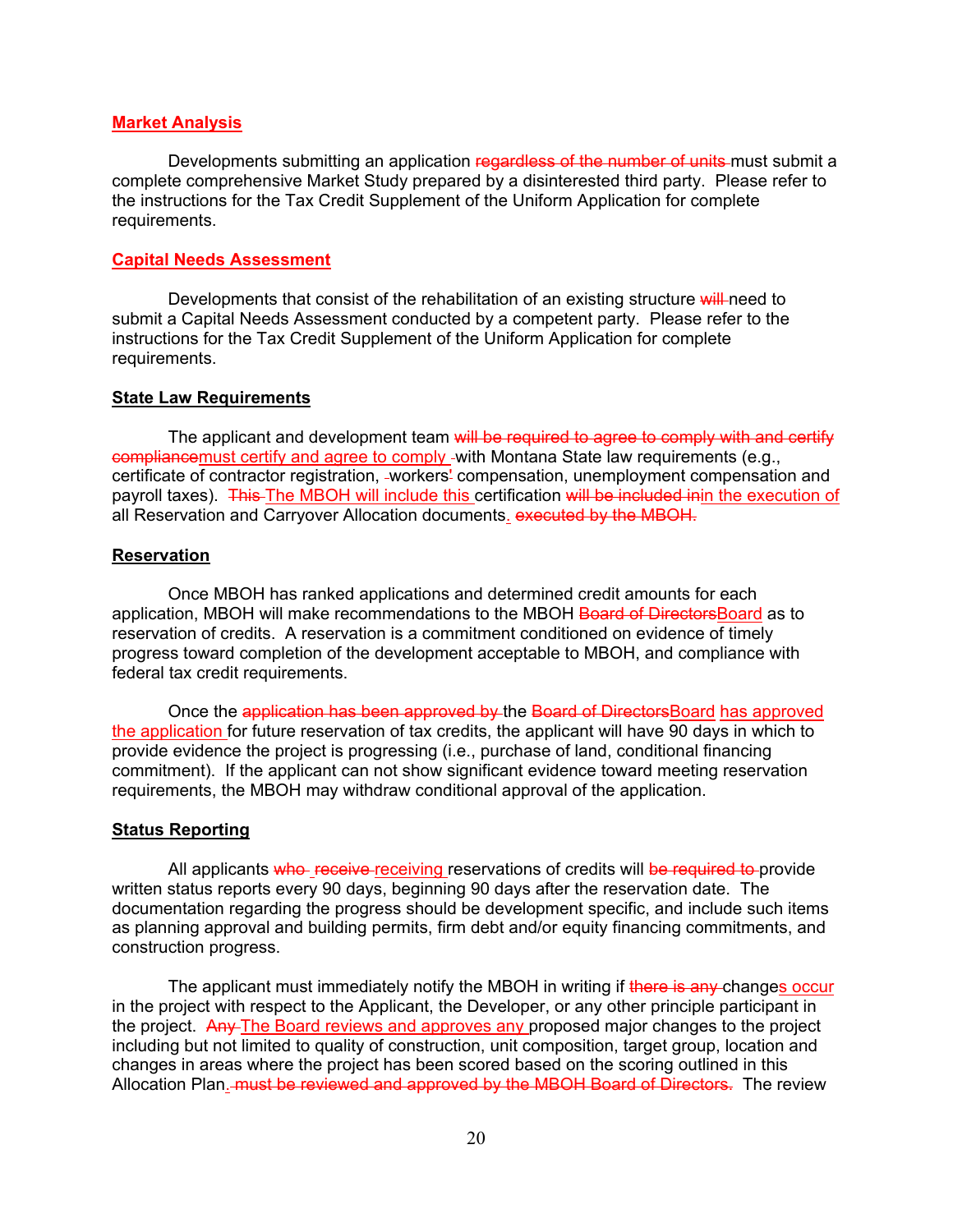**Market Analysis**

Developments submitting an application ~~regardless of the number of units~~ must submit a complete comprehensive Market Study prepared by a disinterested third party. Please refer to the instructions for the Tax Credit Supplement of the Uniform Application for complete requirements.

**Capital Needs Assessment**

Developments that consist of the rehabilitation of an existing structure ~~will~~ need to submit a Capital Needs Assessment conducted by a competent party. Please refer to the instructions for the Tax Credit Supplement of the Uniform Application for complete requirements.

**State Law Requirements**

The applicant and development team ~~will be required to agree to comply with and certify compliance~~must certify and agree to comply with Montana State law requirements (e.g., certificate of contractor registration, workers' compensation, unemployment compensation and payroll taxes). ~~This~~ The MBOH will include this certification ~~will be included in~~in the execution of all Reservation and Carryover Allocation documents. ~~executed by the MBOH.~~

**Reservation**

Once MBOH has ranked applications and determined credit amounts for each application, MBOH will make recommendations to the MBOH ~~Board of Directors~~Board as to reservation of credits. A reservation is a commitment conditioned on evidence of timely progress toward completion of the development acceptable to MBOH, and compliance with federal tax credit requirements.

Once the ~~application has been approved by~~ the ~~Board of Directors~~Board has approved the application for future reservation of tax credits, the applicant will have 90 days in which to provide evidence the project is progressing (i.e., purchase of land, conditional financing commitment). If the applicant can not show significant evidence toward meeting reservation requirements, the MBOH may withdraw conditional approval of the application.

**Status Reporting**

All applicants ~~who receive~~ receiving reservations of credits will ~~be required to~~ provide written status reports every 90 days, beginning 90 days after the reservation date. The documentation regarding the progress should be development specific, and include such items as planning approval and building permits, firm debt and/or equity financing commitments, and construction progress.

The applicant must immediately notify the MBOH in writing if ~~there is any~~ changes occur in the project with respect to the Applicant, the Developer, or any other principle participant in the project. ~~Any~~ The Board reviews and approves any proposed major changes to the project including but not limited to quality of construction, unit composition, target group, location and changes in areas where the project has been scored based on the scoring outlined in this Allocation Plan. ~~must be reviewed and approved by the MBOH Board of Directors.~~ The review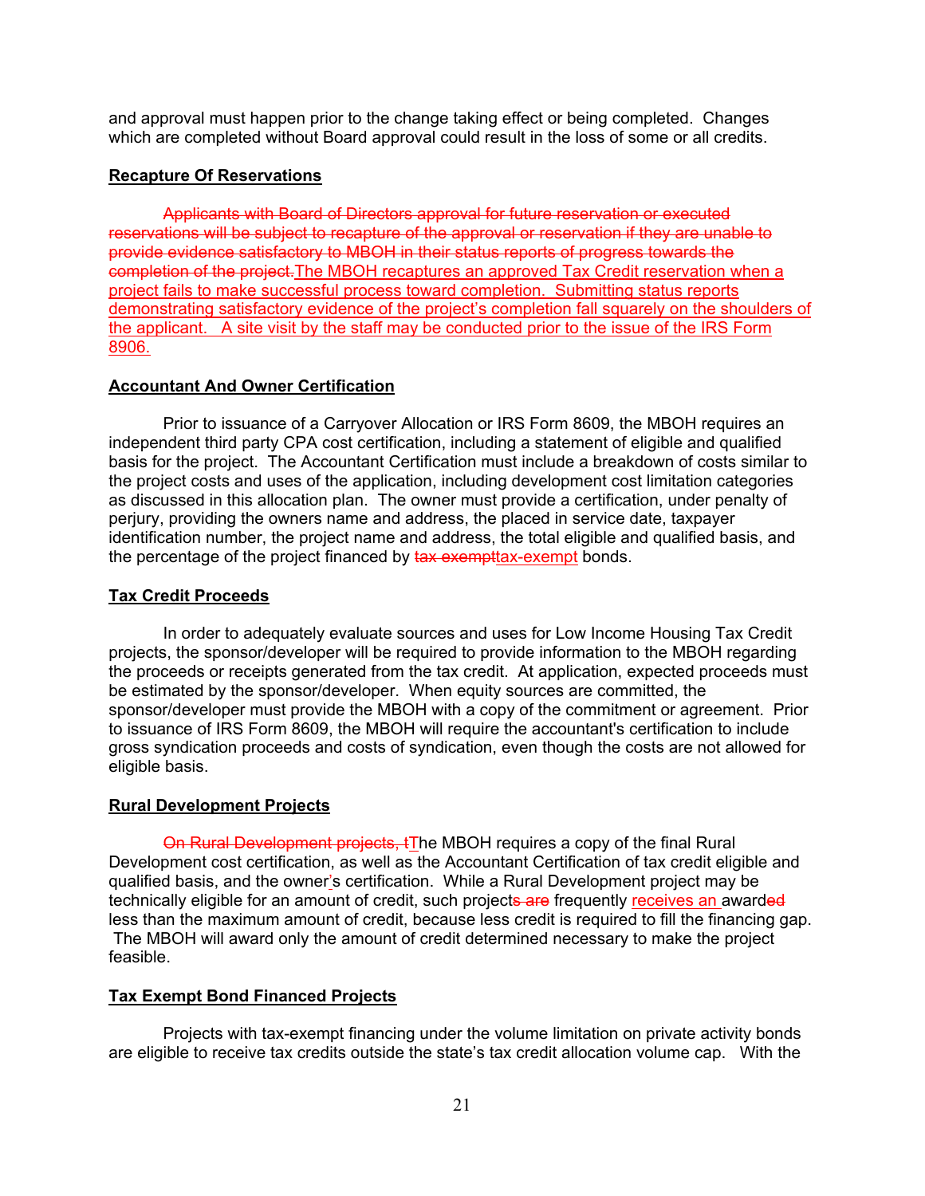and approval must happen prior to the change taking effect or being completed. Changes which are completed without Board approval could result in the loss of some or all credits.

**Recapture Of Reservations**

~~Applicants with Board of Directors approval for future reservation or executed reservations will be subject to recapture of the approval or reservation if they are unable to provide evidence satisfactory to MBOH in their status reports of progress towards the completion of the project.~~The MBOH recaptures an approved Tax Credit reservation when a project fails to make successful process toward completion. Submitting status reports demonstrating satisfactory evidence of the project's completion fall squarely on the shoulders of the applicant. A site visit by the staff may be conducted prior to the issue of the IRS Form 8906.

**Accountant And Owner Certification**

Prior to issuance of a Carryover Allocation or IRS Form 8609, the MBOH requires an independent third party CPA cost certification, including a statement of eligible and qualified basis for the project. The Accountant Certification must include a breakdown of costs similar to the project costs and uses of the application, including development cost limitation categories as discussed in this allocation plan. The owner must provide a certification, under penalty of perjury, providing the owners name and address, the placed in service date, taxpayer identification number, the project name and address, the total eligible and qualified basis, and the percentage of the project financed by ~~tax exempt~~tax-exempt bonds.

**Tax Credit Proceeds**

In order to adequately evaluate sources and uses for Low Income Housing Tax Credit projects, the sponsor/developer will be required to provide information to the MBOH regarding the proceeds or receipts generated from the tax credit. At application, expected proceeds must be estimated by the sponsor/developer. When equity sources are committed, the sponsor/developer must provide the MBOH with a copy of the commitment or agreement. Prior to issuance of IRS Form 8609, the MBOH will require the accountant's certification to include gross syndication proceeds and costs of syndication, even though the costs are not allowed for eligible basis.

**Rural Development Projects**

~~On Rural Development projects, t~~The MBOH requires a copy of the final Rural Development cost certification, as well as the Accountant Certification of tax credit eligible and qualified basis, and the owner's certification. While a Rural Development project may be technically eligible for an amount of credit, such project~~s are~~ frequently receives an award~~ed~~ less than the maximum amount of credit, because less credit is required to fill the financing gap. The MBOH will award only the amount of credit determined necessary to make the project feasible.

**Tax Exempt Bond Financed Projects**

Projects with tax-exempt financing under the volume limitation on private activity bonds are eligible to receive tax credits outside the state's tax credit allocation volume cap. With the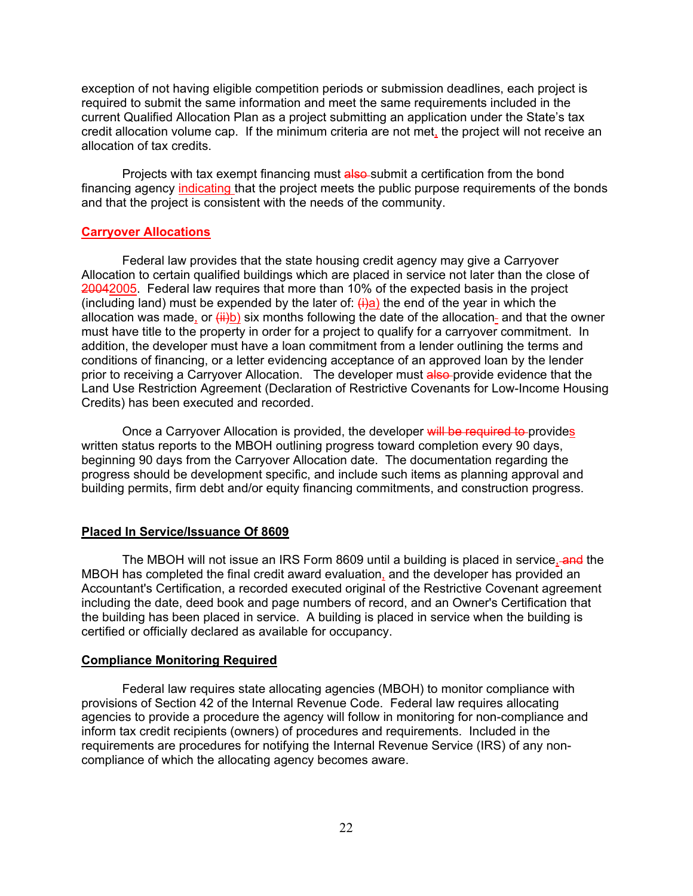exception of not having eligible competition periods or submission deadlines, each project is required to submit the same information and meet the same requirements included in the current Qualified Allocation Plan as a project submitting an application under the State's tax credit allocation volume cap. If the minimum criteria are not met, the project will not receive an allocation of tax credits.

Projects with tax exempt financing must ~~also~~ submit a certification from the bond financing agency indicating that the project meets the public purpose requirements of the bonds and that the project is consistent with the needs of the community.

**Carryover Allocations**

Federal law provides that the state housing credit agency may give a Carryover Allocation to certain qualified buildings which are placed in service not later than the close of ~~2004~~2005. Federal law requires that more than 10% of the expected basis in the project (including land) must be expended by the later of: ~~(i)~~a) the end of the year in which the allocation was made, or ~~(ii)~~b) six months following the date of the allocation~~,~~ and that the owner must have title to the property in order for a project to qualify for a carryover commitment. In addition, the developer must have a loan commitment from a lender outlining the terms and conditions of financing, or a letter evidencing acceptance of an approved loan by the lender prior to receiving a Carryover Allocation. The developer must ~~also~~ provide evidence that the Land Use Restriction Agreement (Declaration of Restrictive Covenants for Low-Income Housing Credits) has been executed and recorded.

Once a Carryover Allocation is provided, the developer ~~will be required to~~ provides written status reports to the MBOH outlining progress toward completion every 90 days, beginning 90 days from the Carryover Allocation date. The documentation regarding the progress should be development specific, and include such items as planning approval and building permits, firm debt and/or equity financing commitments, and construction progress.

**Placed In Service/Issuance Of 8609**

The MBOH will not issue an IRS Form 8609 until a building is placed in service, ~~and~~ the MBOH has completed the final credit award evaluation, and the developer has provided an Accountant's Certification, a recorded executed original of the Restrictive Covenant agreement including the date, deed book and page numbers of record, and an Owner's Certification that the building has been placed in service. A building is placed in service when the building is certified or officially declared as available for occupancy.

**Compliance Monitoring Required**

Federal law requires state allocating agencies (MBOH) to monitor compliance with provisions of Section 42 of the Internal Revenue Code. Federal law requires allocating agencies to provide a procedure the agency will follow in monitoring for non-compliance and inform tax credit recipients (owners) of procedures and requirements. Included in the requirements are procedures for notifying the Internal Revenue Service (IRS) of any non-compliance of which the allocating agency becomes aware.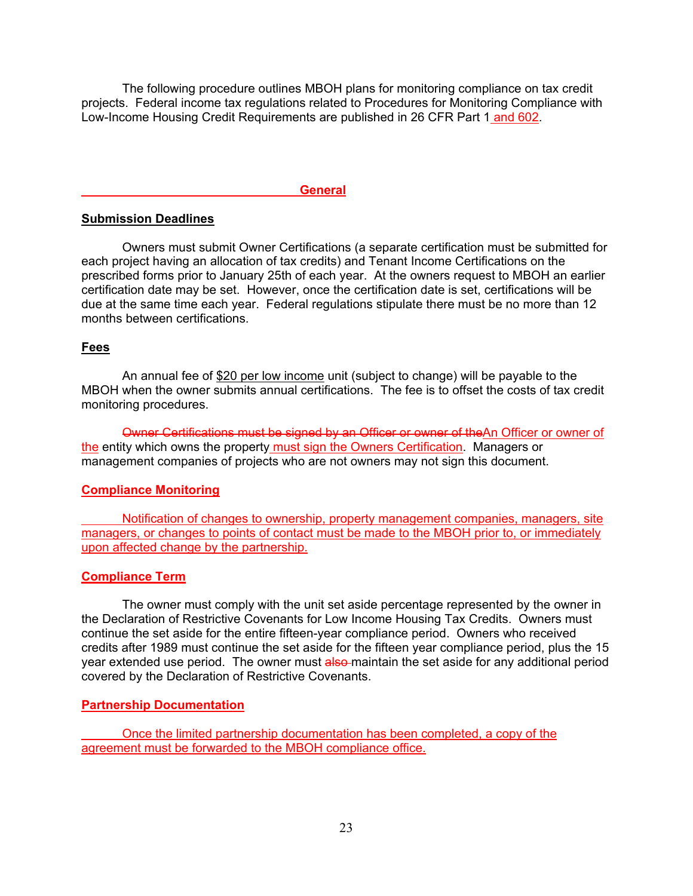The following procedure outlines MBOH plans for monitoring compliance on tax credit projects. Federal income tax regulations related to Procedures for Monitoring Compliance with Low-Income Housing Credit Requirements are published in 26 CFR Part 1 and 602.

## General

**Submission Deadlines**

Owners must submit Owner Certifications (a separate certification must be submitted for each project having an allocation of tax credits) and Tenant Income Certifications on the prescribed forms prior to January 25th of each year. At the owners request to MBOH an earlier certification date may be set. However, once the certification date is set, certifications will be due at the same time each year. Federal regulations stipulate there must be no more than 12 months between certifications.

**Fees**

An annual fee of $20 per low income unit (subject to change) will be payable to the MBOH when the owner submits annual certifications. The fee is to offset the costs of tax credit monitoring procedures.

~~Owner Certifications must be signed by an Officer or owner of the~~An Officer or owner of the entity which owns the property must sign the Owners Certification. Managers or management companies of projects who are not owners may not sign this document.

**Compliance Monitoring**

Notification of changes to ownership, property management companies, managers, site managers, or changes to points of contact must be made to the MBOH prior to, or immediately upon affected change by the partnership.

**Compliance Term**

The owner must comply with the unit set aside percentage represented by the owner in the Declaration of Restrictive Covenants for Low Income Housing Tax Credits. Owners must continue the set aside for the entire fifteen-year compliance period. Owners who received credits after 1989 must continue the set aside for the fifteen year compliance period, plus the 15 year extended use period. The owner must ~~also~~ maintain the set aside for any additional period covered by the Declaration of Restrictive Covenants.

**Partnership Documentation**

Once the limited partnership documentation has been completed, a copy of the agreement must be forwarded to the MBOH compliance office.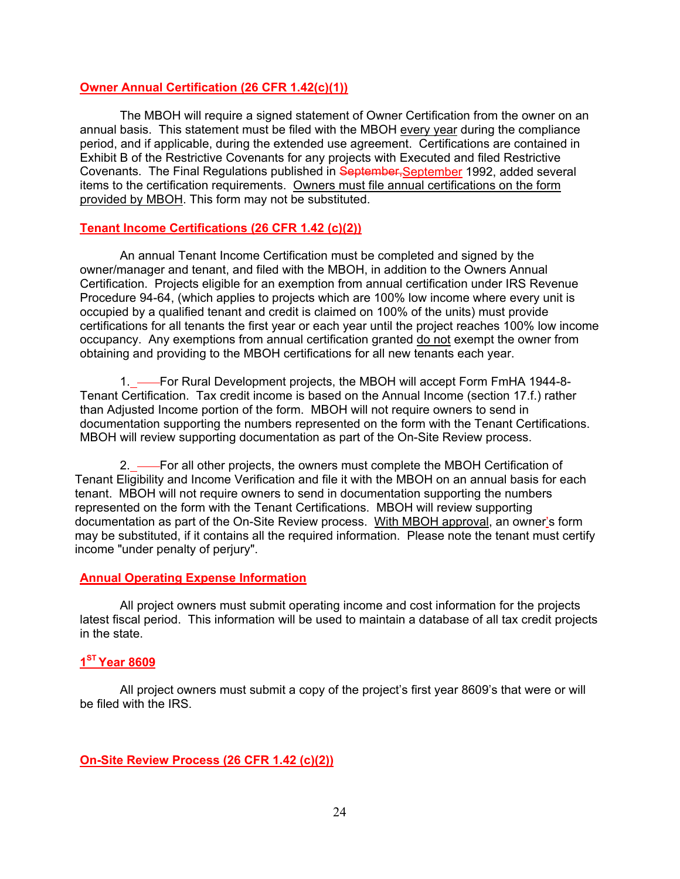**Owner Annual Certification (26 CFR 1.42(c)(1))**

The MBOH will require a signed statement of Owner Certification from the owner on an annual basis. This statement must be filed with the MBOH every year during the compliance period, and if applicable, during the extended use agreement. Certifications are contained in Exhibit B of the Restrictive Covenants for any projects with Executed and filed Restrictive Covenants. The Final Regulations published in ~~September,~~September 1992, added several items to the certification requirements. Owners must file annual certifications on the form provided by MBOH. This form may not be substituted.

**Tenant Income Certifications (26 CFR 1.42 (c)(2))**

An annual Tenant Income Certification must be completed and signed by the owner/manager and tenant, and filed with the MBOH, in addition to the Owners Annual Certification. Projects eligible for an exemption from annual certification under IRS Revenue Procedure 94-64, (which applies to projects which are 100% low income where every unit is occupied by a qualified tenant and credit is claimed on 100% of the units) must provide certifications for all tenants the first year or each year until the project reaches 100% low income occupancy. Any exemptions from annual certification granted do not exempt the owner from obtaining and providing to the MBOH certifications for all new tenants each year.

1. For Rural Development projects, the MBOH will accept Form FmHA 1944-8-Tenant Certification. Tax credit income is based on the Annual Income (section 17.f.) rather than Adjusted Income portion of the form. MBOH will not require owners to send in documentation supporting the numbers represented on the form with the Tenant Certifications. MBOH will review supporting documentation as part of the On-Site Review process.

2. For all other projects, the owners must complete the MBOH Certification of Tenant Eligibility and Income Verification and file it with the MBOH on an annual basis for each tenant. MBOH will not require owners to send in documentation supporting the numbers represented on the form with the Tenant Certifications. MBOH will review supporting documentation as part of the On-Site Review process. With MBOH approval, an owner's form may be substituted, if it contains all the required information. Please note the tenant must certify income "under penalty of perjury".

**Annual Operating Expense Information**

All project owners must submit operating income and cost information for the projects latest fiscal period. This information will be used to maintain a database of all tax credit projects in the state.

**1ST Year 8609**

All project owners must submit a copy of the project's first year 8609's that were or will be filed with the IRS.

**On-Site Review Process (26 CFR 1.42 (c)(2))**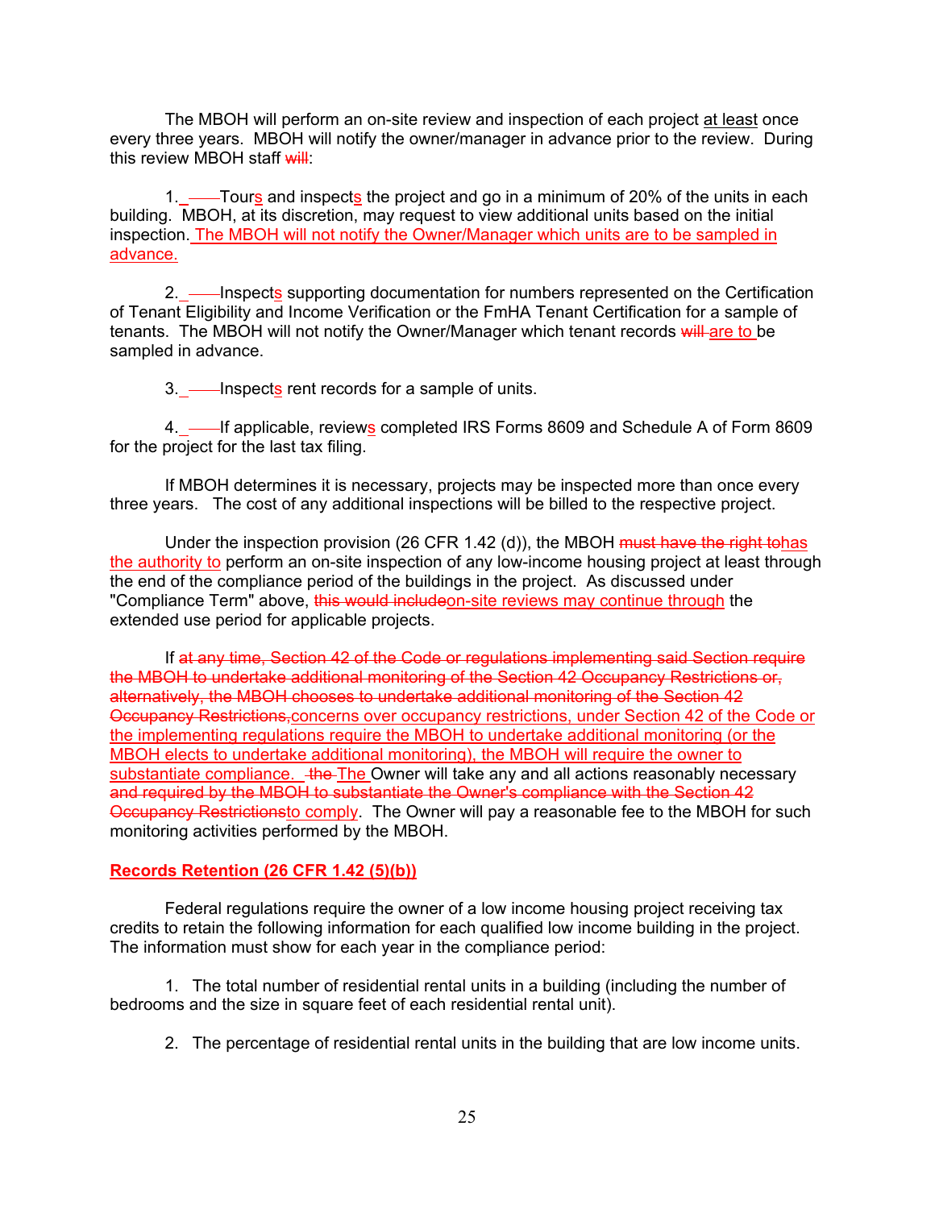The MBOH will perform an on-site review and inspection of each project at least once every three years. MBOH will notify the owner/manager in advance prior to the review. During this review MBOH staff ~~will~~:

1. Tours and inspects the project and go in a minimum of 20% of the units in each building. MBOH, at its discretion, may request to view additional units based on the initial inspection. The MBOH will not notify the Owner/Manager which units are to be sampled in advance.

2. Inspects supporting documentation for numbers represented on the Certification of Tenant Eligibility and Income Verification or the FmHA Tenant Certification for a sample of tenants. The MBOH will not notify the Owner/Manager which tenant records ~~will~~ are to be sampled in advance.

3. Inspects rent records for a sample of units.

4. If applicable, reviews completed IRS Forms 8609 and Schedule A of Form 8609 for the project for the last tax filing.

If MBOH determines it is necessary, projects may be inspected more than once every three years. The cost of any additional inspections will be billed to the respective project.

Under the inspection provision (26 CFR 1.42 (d)), the MBOH ~~must have the right to~~has the authority to perform an on-site inspection of any low-income housing project at least through the end of the compliance period of the buildings in the project. As discussed under "Compliance Term" above, ~~this would include~~on-site reviews may continue through the extended use period for applicable projects.

If ~~at any time, Section 42 of the Code or regulations implementing said Section require the MBOH to undertake additional monitoring of the Section 42 Occupancy Restrictions or, alternatively, the MBOH chooses to undertake additional monitoring of the Section 42 Occupancy Restrictions,~~concerns over occupancy restrictions, under Section 42 of the Code or the implementing regulations require the MBOH to undertake additional monitoring (or the MBOH elects to undertake additional monitoring), the MBOH will require the owner to substantiate compliance. ~~the~~ The Owner will take any and all actions reasonably necessary ~~and required by the MBOH to substantiate the Owner's compliance with the Section 42 Occupancy Restrictions~~to comply. The Owner will pay a reasonable fee to the MBOH for such monitoring activities performed by the MBOH.

**Records Retention (26 CFR 1.42 (5)(b))**

Federal regulations require the owner of a low income housing project receiving tax credits to retain the following information for each qualified low income building in the project. The information must show for each year in the compliance period:

1. The total number of residential rental units in a building (including the number of bedrooms and the size in square feet of each residential rental unit).

2. The percentage of residential rental units in the building that are low income units.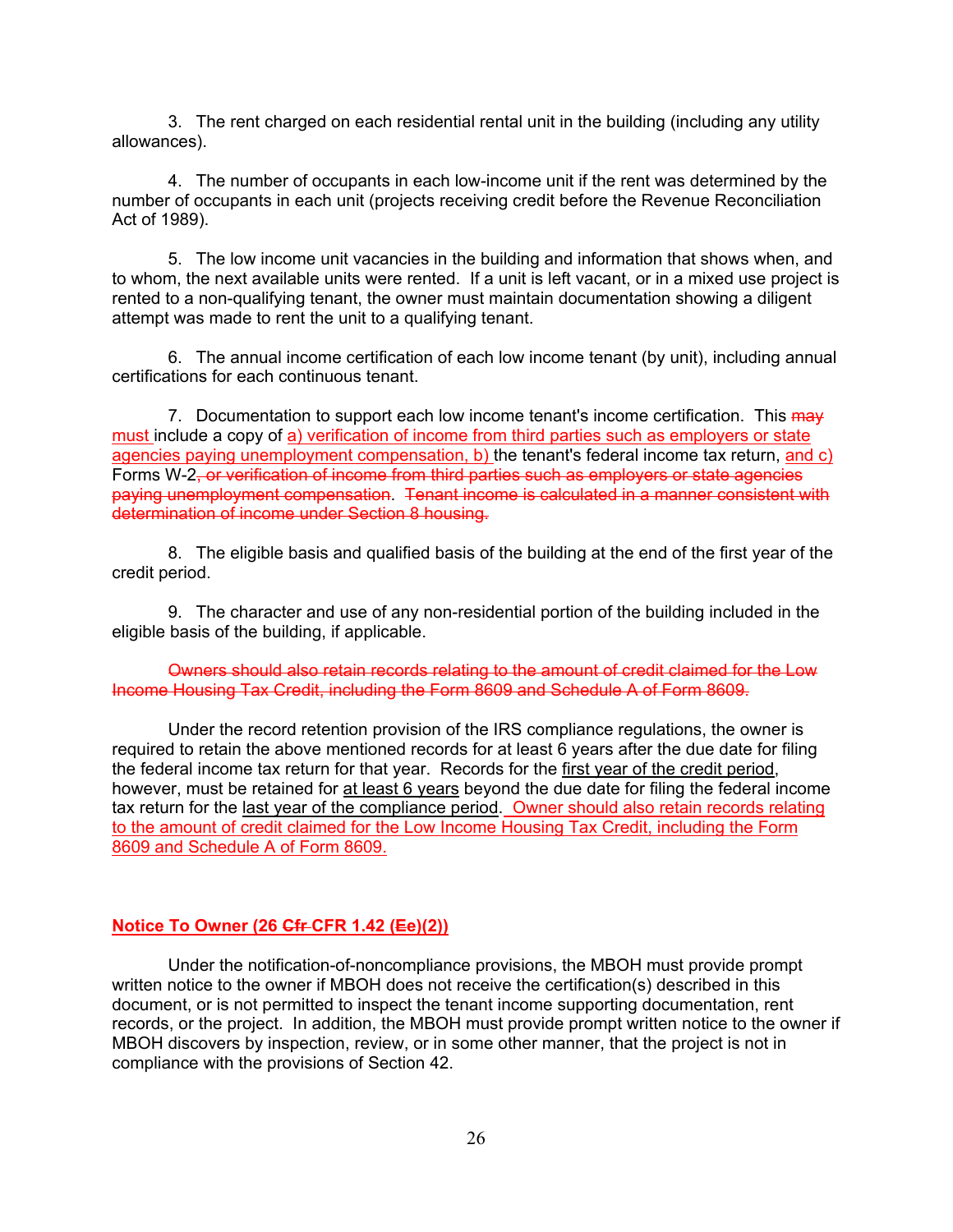3. The rent charged on each residential rental unit in the building (including any utility allowances).

4. The number of occupants in each low-income unit if the rent was determined by the number of occupants in each unit (projects receiving credit before the Revenue Reconciliation Act of 1989).

5. The low income unit vacancies in the building and information that shows when, and to whom, the next available units were rented. If a unit is left vacant, or in a mixed use project is rented to a non-qualifying tenant, the owner must maintain documentation showing a diligent attempt was made to rent the unit to a qualifying tenant.

6. The annual income certification of each low income tenant (by unit), including annual certifications for each continuous tenant.

7. Documentation to support each low income tenant's income certification. This ~~may~~ <u>must</u> include a copy of <u>a) verification of income from third parties such as employers or state agencies paying unemployment compensation, b)</u> the tenant's federal income tax return, <u>and c)</u> Forms W-2~~, or verification of income from third parties such as employers or state agencies paying unemployment compensation~~. ~~Tenant income is calculated in a manner consistent with determination of income under Section 8 housing.~~

8. The eligible basis and qualified basis of the building at the end of the first year of the credit period.

9. The character and use of any non-residential portion of the building included in the eligible basis of the building, if applicable.

~~Owners should also retain records relating to the amount of credit claimed for the Low Income Housing Tax Credit, including the Form 8609 and Schedule A of Form 8609.~~

Under the record retention provision of the IRS compliance regulations, the owner is required to retain the above mentioned records for at least 6 years after the due date for filing the federal income tax return for that year. Records for the <u>first year of the credit period</u>, however, must be retained for <u>at least 6 years</u> beyond the due date for filing the federal income tax return for the <u>last year of the compliance period</u>. <u>Owner should also retain records relating to the amount of credit claimed for the Low Income Housing Tax Credit, including the Form 8609 and Schedule A of Form 8609.</u>

**<u>Notice To Owner (26 ~~Cfr~~ CFR 1.42 (~~E~~e)(2))</u>**

Under the notification-of-noncompliance provisions, the MBOH must provide prompt written notice to the owner if MBOH does not receive the certification(s) described in this document, or is not permitted to inspect the tenant income supporting documentation, rent records, or the project. In addition, the MBOH must provide prompt written notice to the owner if MBOH discovers by inspection, review, or in some other manner, that the project is not in compliance with the provisions of Section 42.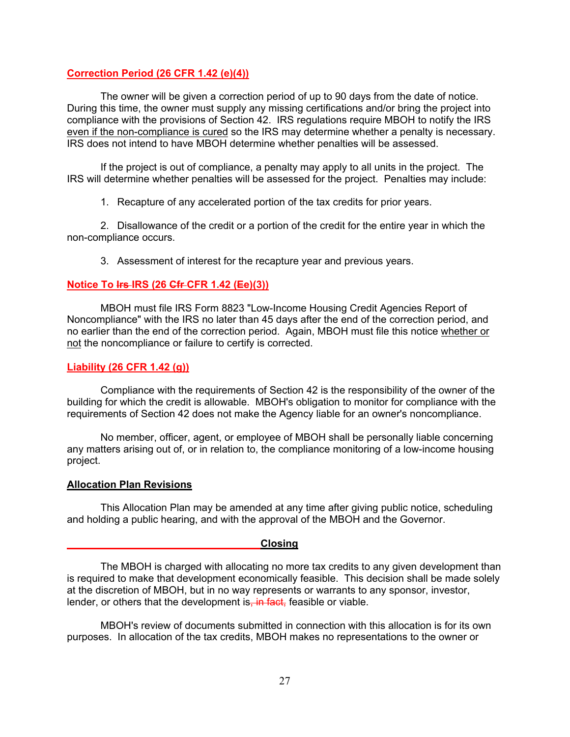### Correction Period (26 CFR 1.42 (e)(4))

The owner will be given a correction period of up to 90 days from the date of notice. During this time, the owner must supply any missing certifications and/or bring the project into compliance with the provisions of Section 42. IRS regulations require MBOH to notify the IRS even if the non-compliance is cured so the IRS may determine whether a penalty is necessary. IRS does not intend to have MBOH determine whether penalties will be assessed.

If the project is out of compliance, a penalty may apply to all units in the project. The IRS will determine whether penalties will be assessed for the project. Penalties may include:

1. Recapture of any accelerated portion of the tax credits for prior years.

2. Disallowance of the credit or a portion of the credit for the entire year in which the non-compliance occurs.

3. Assessment of interest for the recapture year and previous years.

### Notice To ~~Irs~~ IRS (26 ~~Cfr~~ CFR 1.42 (~~E~~e)(3))

MBOH must file IRS Form 8823 "Low-Income Housing Credit Agencies Report of Noncompliance" with the IRS no later than 45 days after the end of the correction period, and no earlier than the end of the correction period. Again, MBOH must file this notice whether or not the noncompliance or failure to certify is corrected.

### Liability (26 CFR 1.42 (g))

Compliance with the requirements of Section 42 is the responsibility of the owner of the building for which the credit is allowable. MBOH's obligation to monitor for compliance with the requirements of Section 42 does not make the Agency liable for an owner's noncompliance.

No member, officer, agent, or employee of MBOH shall be personally liable concerning any matters arising out of, or in relation to, the compliance monitoring of a low-income housing project.

### Allocation Plan Revisions

This Allocation Plan may be amended at any time after giving public notice, scheduling and holding a public hearing, and with the approval of the MBOH and the Governor.

## Closing

The MBOH is charged with allocating no more tax credits to any given development than is required to make that development economically feasible. This decision shall be made solely at the discretion of MBOH, but in no way represents or warrants to any sponsor, investor, lender, or others that the development is~~, in fact,~~ feasible or viable.

MBOH's review of documents submitted in connection with this allocation is for its own purposes. In allocation of the tax credits, MBOH makes no representations to the owner or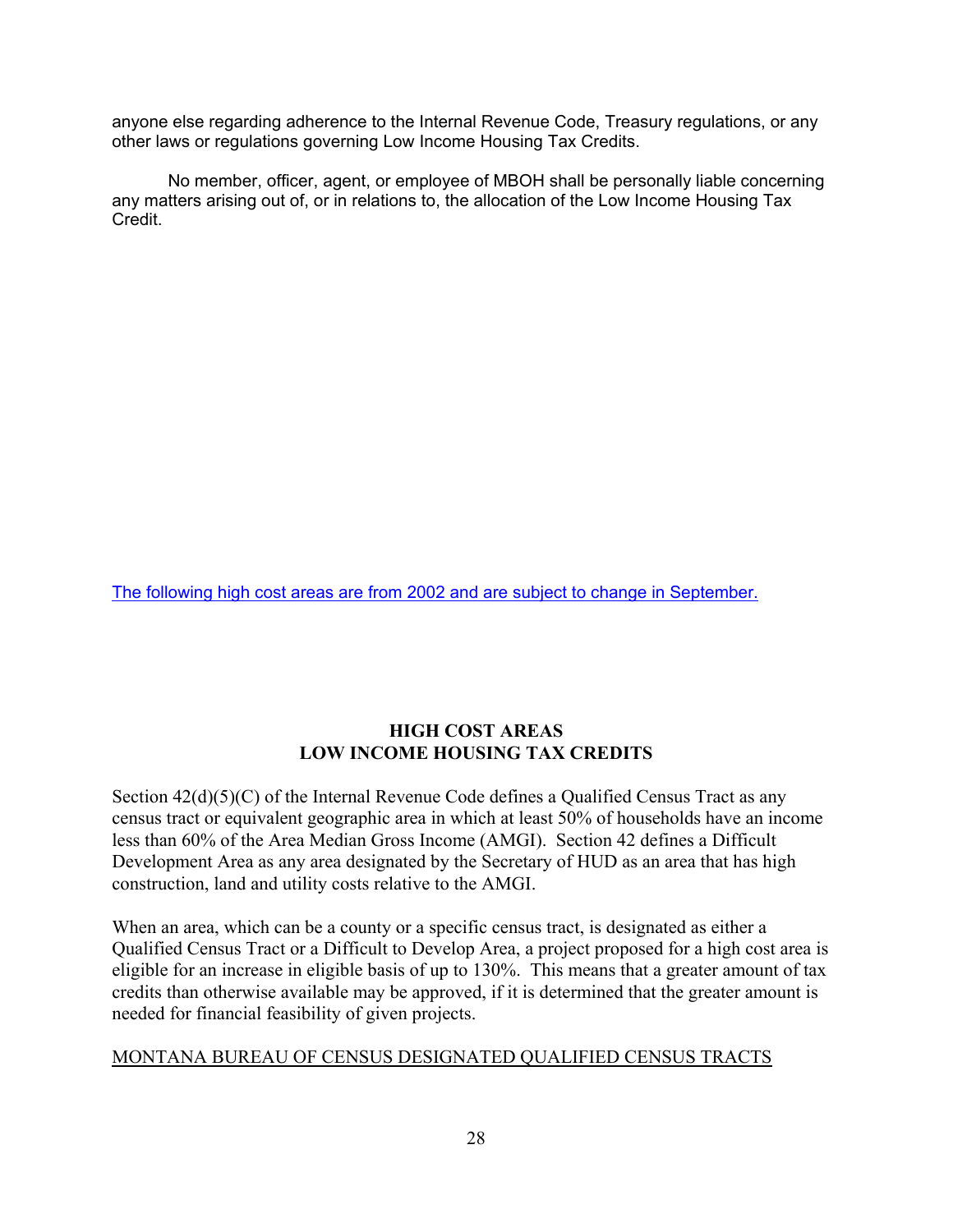anyone else regarding adherence to the Internal Revenue Code, Treasury regulations, or any other laws or regulations governing Low Income Housing Tax Credits.

No member, officer, agent, or employee of MBOH shall be personally liable concerning any matters arising out of, or in relations to, the allocation of the Low Income Housing Tax Credit.

The following high cost areas are from 2002 and are subject to change in September.

## HIGH COST AREAS
## LOW INCOME HOUSING TAX CREDITS

Section 42(d)(5)(C) of the Internal Revenue Code defines a Qualified Census Tract as any census tract or equivalent geographic area in which at least 50% of households have an income less than 60% of the Area Median Gross Income (AMGI). Section 42 defines a Difficult Development Area as any area designated by the Secretary of HUD as an area that has high construction, land and utility costs relative to the AMGI.

When an area, which can be a county or a specific census tract, is designated as either a Qualified Census Tract or a Difficult to Develop Area, a project proposed for a high cost area is eligible for an increase in eligible basis of up to 130%. This means that a greater amount of tax credits than otherwise available may be approved, if it is determined that the greater amount is needed for financial feasibility of given projects.

MONTANA BUREAU OF CENSUS DESIGNATED QUALIFIED CENSUS TRACTS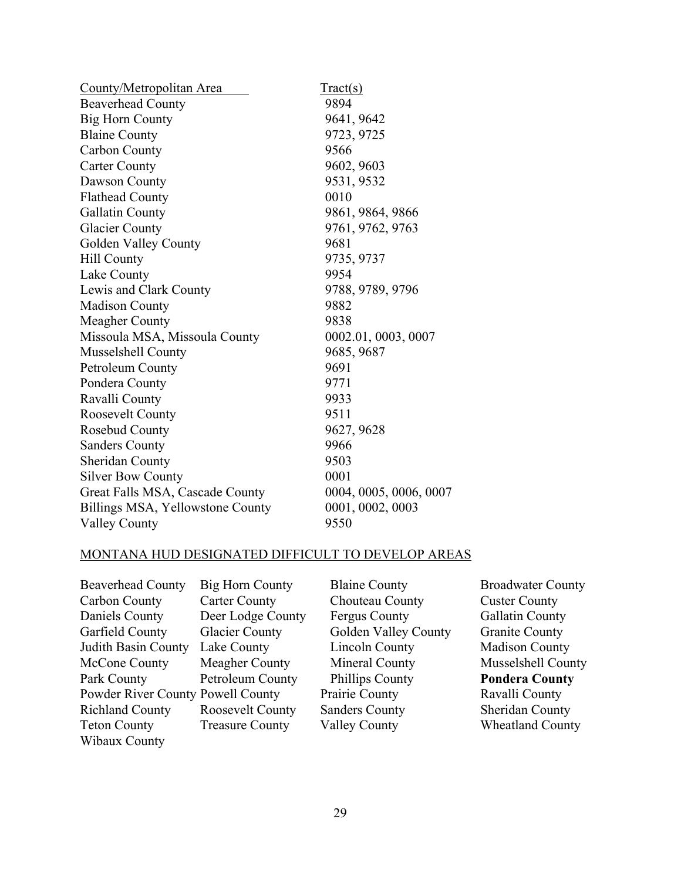| County/Metropolitan Area | Tract(s) |
|---|---|
| Beaverhead County | 9894 |
| Big Horn County | 9641, 9642 |
| Blaine County | 9723, 9725 |
| Carbon County | 9566 |
| Carter County | 9602, 9603 |
| Dawson County | 9531, 9532 |
| Flathead County | 0010 |
| Gallatin County | 9861, 9864, 9866 |
| Glacier County | 9761, 9762, 9763 |
| Golden Valley County | 9681 |
| Hill County | 9735, 9737 |
| Lake County | 9954 |
| Lewis and Clark County | 9788, 9789, 9796 |
| Madison County | 9882 |
| Meagher County | 9838 |
| Missoula MSA, Missoula County | 0002.01, 0003, 0007 |
| Musselshell County | 9685, 9687 |
| Petroleum County | 9691 |
| Pondera County | 9771 |
| Ravalli County | 9933 |
| Roosevelt County | 9511 |
| Rosebud County | 9627, 9628 |
| Sanders County | 9966 |
| Sheridan County | 9503 |
| Silver Bow County | 0001 |
| Great Falls MSA, Cascade County | 0004, 0005, 0006, 0007 |
| Billings MSA, Yellowstone County | 0001, 0002, 0003 |
| Valley County | 9550 |

## MONTANA HUD DESIGNATED DIFFICULT TO DEVELOP AREAS

| | | | |
|---|---|---|---|
| Beaverhead County | Big Horn County | Blaine County | Broadwater County |
| Carbon County | Carter County | Chouteau County | Custer County |
| Daniels County | Deer Lodge County | Fergus County | Gallatin County |
| Garfield County | Glacier County | Golden Valley County | Granite County |
| Judith Basin County | Lake County | Lincoln County | Madison County |
| McCone County | Meagher County | Mineral County | Musselshell County |
| Park County | Petroleum County | Phillips County | **Pondera County** |
| Powder River County | Powell County | Prairie County | Ravalli County |
| Richland County | Roosevelt County | Sanders County | Sheridan County |
| Teton County | Treasure County | Valley County | Wheatland County |
| Wibaux County | | | |